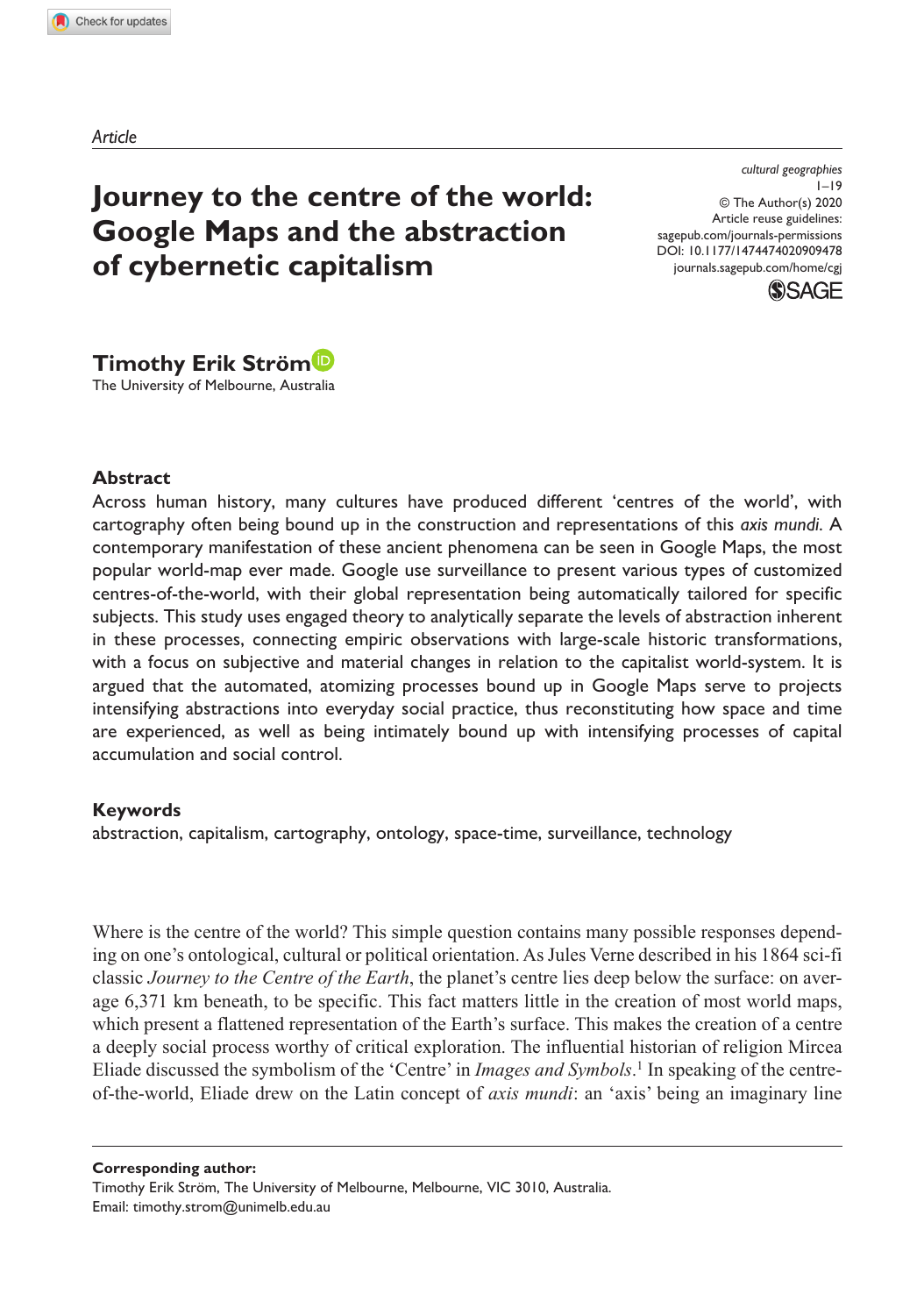*Article*

# Journey to the centre of the world: Google Maps and the abstraction of cybernetic capitalism

cultural geographies
1–19
© The Author(s) 2020
Article reuse guidelines:
sagepub.com/journals-permissions
DOI: 10.1177/1474474020909478
journals.sagepub.com/home/cgj

**Timothy Erik Ström**
The University of Melbourne, Australia

## Abstract

Across human history, many cultures have produced different 'centres of the world', with cartography often being bound up in the construction and representations of this *axis mundi*. A contemporary manifestation of these ancient phenomena can be seen in Google Maps, the most popular world-map ever made. Google use surveillance to present various types of customized centres-of-the-world, with their global representation being automatically tailored for specific subjects. This study uses engaged theory to analytically separate the levels of abstraction inherent in these processes, connecting empiric observations with large-scale historic transformations, with a focus on subjective and material changes in relation to the capitalist world-system. It is argued that the automated, atomizing processes bound up in Google Maps serve to projects intensifying abstractions into everyday social practice, thus reconstituting how space and time are experienced, as well as being intimately bound up with intensifying processes of capital accumulation and social control.

## Keywords

abstraction, capitalism, cartography, ontology, space-time, surveillance, technology

Where is the centre of the world? This simple question contains many possible responses depending on one's ontological, cultural or political orientation. As Jules Verne described in his 1864 sci-fi classic *Journey to the Centre of the Earth*, the planet's centre lies deep below the surface: on average 6,371 km beneath, to be specific. This fact matters little in the creation of most world maps, which present a flattened representation of the Earth's surface. This makes the creation of a centre a deeply social process worthy of critical exploration. The influential historian of religion Mircea Eliade discussed the symbolism of the 'Centre' in *Images and Symbols*.[1] In speaking of the centre-of-the-world, Eliade drew on the Latin concept of *axis mundi*: an 'axis' being an imaginary line

**Corresponding author:**
Timothy Erik Ström, The University of Melbourne, Melbourne, VIC 3010, Australia.
Email: timothy.strom@unimelb.edu.au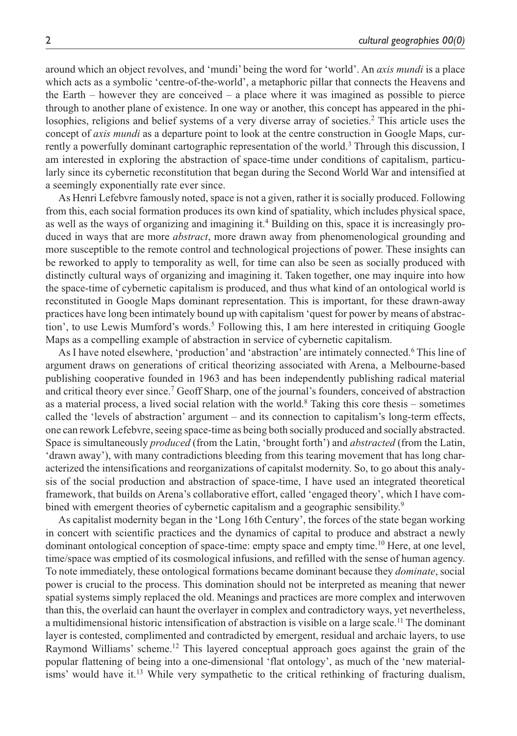around which an object revolves, and 'mundi' being the word for 'world'. An *axis mundi* is a place which acts as a symbolic 'centre-of-the-world', a metaphoric pillar that connects the Heavens and the Earth – however they are conceived – a place where it was imagined as possible to pierce through to another plane of existence. In one way or another, this concept has appeared in the philosophies, religions and belief systems of a very diverse array of societies.[2] This article uses the concept of *axis mundi* as a departure point to look at the centre construction in Google Maps, currently a powerfully dominant cartographic representation of the world.[3] Through this discussion, I am interested in exploring the abstraction of space-time under conditions of capitalism, particularly since its cybernetic reconstitution that began during the Second World War and intensified at a seemingly exponentially rate ever since.

As Henri Lefebvre famously noted, space is not a given, rather it is socially produced. Following from this, each social formation produces its own kind of spatiality, which includes physical space, as well as the ways of organizing and imagining it.[4] Building on this, space it is increasingly produced in ways that are more *abstract*, more drawn away from phenomenological grounding and more susceptible to the remote control and technological projections of power. These insights can be reworked to apply to temporality as well, for time can also be seen as socially produced with distinctly cultural ways of organizing and imagining it. Taken together, one may inquire into how the space-time of cybernetic capitalism is produced, and thus what kind of an ontological world is reconstituted in Google Maps dominant representation. This is important, for these drawn-away practices have long been intimately bound up with capitalism 'quest for power by means of abstraction', to use Lewis Mumford's words.[5] Following this, I am here interested in critiquing Google Maps as a compelling example of abstraction in service of cybernetic capitalism.

As I have noted elsewhere, 'production' and 'abstraction' are intimately connected.[6] This line of argument draws on generations of critical theorizing associated with Arena, a Melbourne-based publishing cooperative founded in 1963 and has been independently publishing radical material and critical theory ever since.[7] Geoff Sharp, one of the journal's founders, conceived of abstraction as a material process, a lived social relation with the world.[8] Taking this core thesis – sometimes called the 'levels of abstraction' argument – and its connection to capitalism's long-term effects, one can rework Lefebvre, seeing space-time as being both socially produced and socially abstracted. Space is simultaneously *produced* (from the Latin, 'brought forth') and *abstracted* (from the Latin, 'drawn away'), with many contradictions bleeding from this tearing movement that has long characterized the intensifications and reorganizations of capitalst modernity. So, to go about this analysis of the social production and abstraction of space-time, I have used an integrated theoretical framework, that builds on Arena's collaborative effort, called 'engaged theory', which I have combined with emergent theories of cybernetic capitalism and a geographic sensibility.[9]

As capitalist modernity began in the 'Long 16th Century', the forces of the state began working in concert with scientific practices and the dynamics of capital to produce and abstract a newly dominant ontological conception of space-time: empty space and empty time.[10] Here, at one level, time/space was emptied of its cosmological infusions, and refilled with the sense of human agency. To note immediately, these ontological formations became dominant because they *dominate*, social power is crucial to the process. This domination should not be interpreted as meaning that newer spatial systems simply replaced the old. Meanings and practices are more complex and interwoven than this, the overlaid can haunt the overlayer in complex and contradictory ways, yet nevertheless, a multidimensional historic intensification of abstraction is visible on a large scale.[11] The dominant layer is contested, complimented and contradicted by emergent, residual and archaic layers, to use Raymond Williams' scheme.[12] This layered conceptual approach goes against the grain of the popular flattening of being into a one-dimensional 'flat ontology', as much of the 'new materialisms' would have it.[13] While very sympathetic to the critical rethinking of fracturing dualism,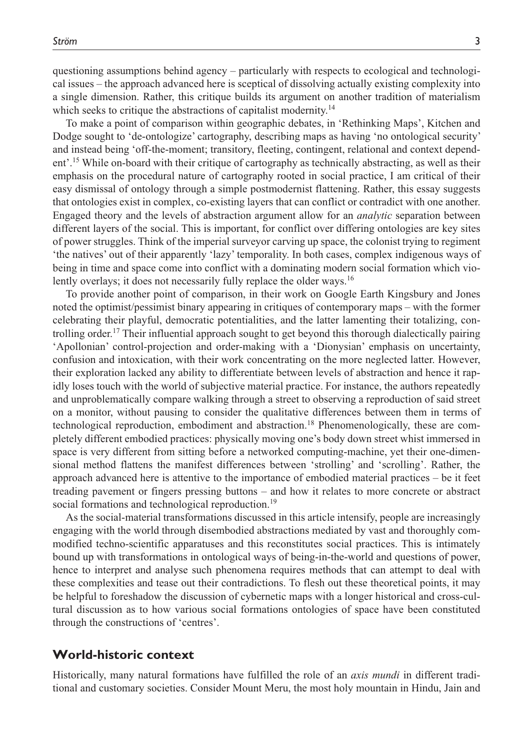questioning assumptions behind agency – particularly with respects to ecological and technological issues – the approach advanced here is sceptical of dissolving actually existing complexity into a single dimension. Rather, this critique builds its argument on another tradition of materialism which seeks to critique the abstractions of capitalist modernity.[14]

To make a point of comparison within geographic debates, in 'Rethinking Maps', Kitchen and Dodge sought to 'de-ontologize' cartography, describing maps as having 'no ontological security' and instead being 'off-the-moment; transitory, fleeting, contingent, relational and context dependent'.[15] While on-board with their critique of cartography as technically abstracting, as well as their emphasis on the procedural nature of cartography rooted in social practice, I am critical of their easy dismissal of ontology through a simple postmodernist flattening. Rather, this essay suggests that ontologies exist in complex, co-existing layers that can conflict or contradict with one another. Engaged theory and the levels of abstraction argument allow for an *analytic* separation between different layers of the social. This is important, for conflict over differing ontologies are key sites of power struggles. Think of the imperial surveyor carving up space, the colonist trying to regiment 'the natives' out of their apparently 'lazy' temporality. In both cases, complex indigenous ways of being in time and space come into conflict with a dominating modern social formation which violently overlays; it does not necessarily fully replace the older ways.[16]

To provide another point of comparison, in their work on Google Earth Kingsbury and Jones noted the optimist/pessimist binary appearing in critiques of contemporary maps – with the former celebrating their playful, democratic potentialities, and the latter lamenting their totalizing, controlling order.[17] Their influential approach sought to get beyond this thorough dialectically pairing 'Apollonian' control-projection and order-making with a 'Dionysian' emphasis on uncertainty, confusion and intoxication, with their work concentrating on the more neglected latter. However, their exploration lacked any ability to differentiate between levels of abstraction and hence it rapidly loses touch with the world of subjective material practice. For instance, the authors repeatedly and unproblematically compare walking through a street to observing a reproduction of said street on a monitor, without pausing to consider the qualitative differences between them in terms of technological reproduction, embodiment and abstraction.[18] Phenomenologically, these are completely different embodied practices: physically moving one's body down street whist immersed in space is very different from sitting before a networked computing-machine, yet their one-dimensional method flattens the manifest differences between 'strolling' and 'scrolling'. Rather, the approach advanced here is attentive to the importance of embodied material practices – be it feet treading pavement or fingers pressing buttons – and how it relates to more concrete or abstract social formations and technological reproduction.[19]

As the social-material transformations discussed in this article intensify, people are increasingly engaging with the world through disembodied abstractions mediated by vast and thoroughly commodified techno-scientific apparatuses and this reconstitutes social practices. This is intimately bound up with transformations in ontological ways of being-in-the-world and questions of power, hence to interpret and analyse such phenomena requires methods that can attempt to deal with these complexities and tease out their contradictions. To flesh out these theoretical points, it may be helpful to foreshadow the discussion of cybernetic maps with a longer historical and cross-cultural discussion as to how various social formations ontologies of space have been constituted through the constructions of 'centres'.

## World-historic context

Historically, many natural formations have fulfilled the role of an *axis mundi* in different traditional and customary societies. Consider Mount Meru, the most holy mountain in Hindu, Jain and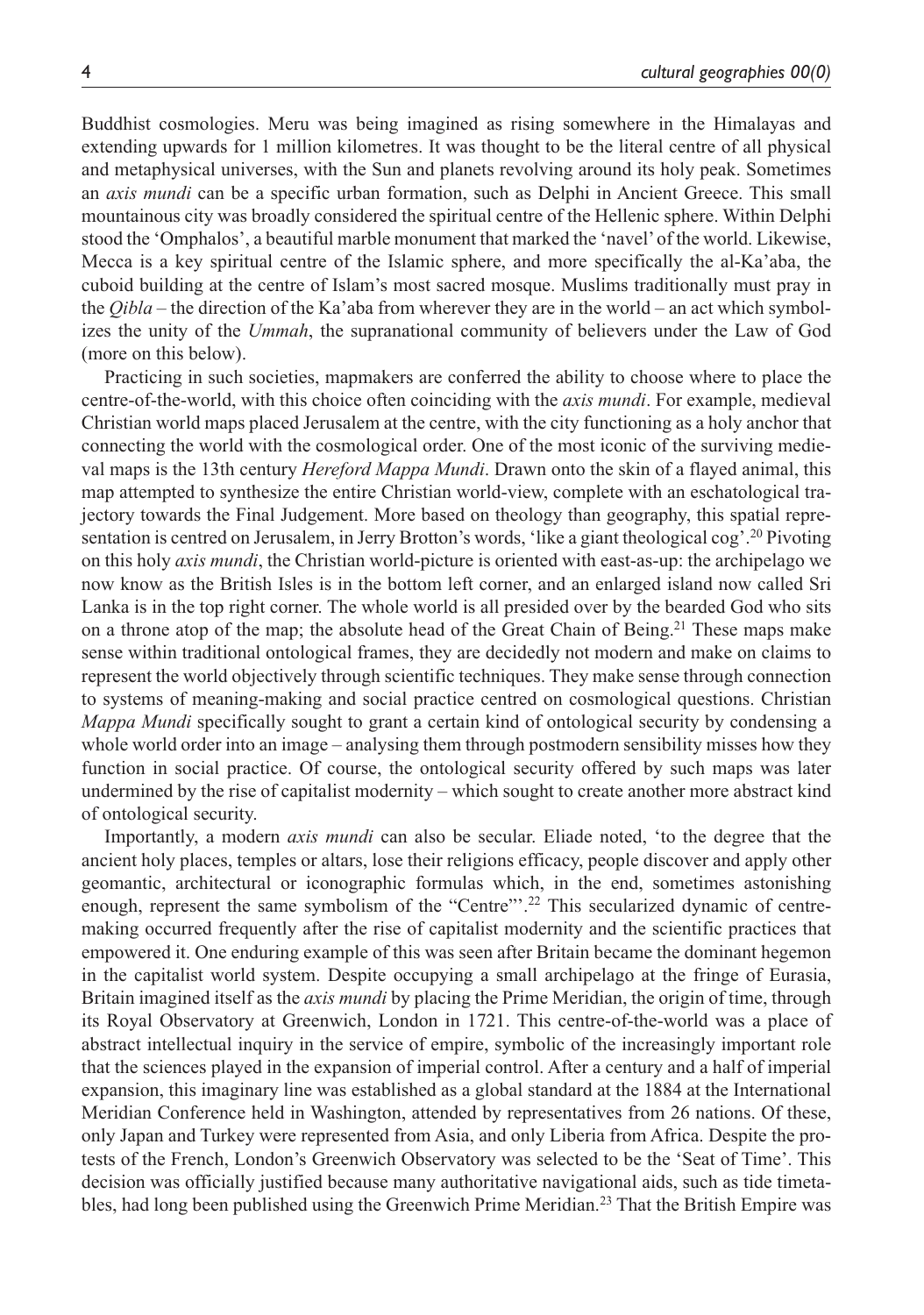Buddhist cosmologies. Meru was being imagined as rising somewhere in the Himalayas and extending upwards for 1 million kilometres. It was thought to be the literal centre of all physical and metaphysical universes, with the Sun and planets revolving around its holy peak. Sometimes an *axis mundi* can be a specific urban formation, such as Delphi in Ancient Greece. This small mountainous city was broadly considered the spiritual centre of the Hellenic sphere. Within Delphi stood the 'Omphalos', a beautiful marble monument that marked the 'navel' of the world. Likewise, Mecca is a key spiritual centre of the Islamic sphere, and more specifically the al-Ka'aba, the cuboid building at the centre of Islam's most sacred mosque. Muslims traditionally must pray in the *Qibla* – the direction of the Ka'aba from wherever they are in the world – an act which symbolizes the unity of the *Ummah*, the supranational community of believers under the Law of God (more on this below).

Practicing in such societies, mapmakers are conferred the ability to choose where to place the centre-of-the-world, with this choice often coinciding with the *axis mundi*. For example, medieval Christian world maps placed Jerusalem at the centre, with the city functioning as a holy anchor that connecting the world with the cosmological order. One of the most iconic of the surviving medieval maps is the 13th century *Hereford Mappa Mundi*. Drawn onto the skin of a flayed animal, this map attempted to synthesize the entire Christian world-view, complete with an eschatological trajectory towards the Final Judgement. More based on theology than geography, this spatial representation is centred on Jerusalem, in Jerry Brotton's words, 'like a giant theological cog'.[20] Pivoting on this holy *axis mundi*, the Christian world-picture is oriented with east-as-up: the archipelago we now know as the British Isles is in the bottom left corner, and an enlarged island now called Sri Lanka is in the top right corner. The whole world is all presided over by the bearded God who sits on a throne atop of the map; the absolute head of the Great Chain of Being.[21] These maps make sense within traditional ontological frames, they are decidedly not modern and make on claims to represent the world objectively through scientific techniques. They make sense through connection to systems of meaning-making and social practice centred on cosmological questions. Christian *Mappa Mundi* specifically sought to grant a certain kind of ontological security by condensing a whole world order into an image – analysing them through postmodern sensibility misses how they function in social practice. Of course, the ontological security offered by such maps was later undermined by the rise of capitalist modernity – which sought to create another more abstract kind of ontological security.

Importantly, a modern *axis mundi* can also be secular. Eliade noted, 'to the degree that the ancient holy places, temples or altars, lose their religions efficacy, people discover and apply other geomantic, architectural or iconographic formulas which, in the end, sometimes astonishing enough, represent the same symbolism of the "Centre"'.[22] This secularized dynamic of centre-making occurred frequently after the rise of capitalist modernity and the scientific practices that empowered it. One enduring example of this was seen after Britain became the dominant hegemon in the capitalist world system. Despite occupying a small archipelago at the fringe of Eurasia, Britain imagined itself as the *axis mundi* by placing the Prime Meridian, the origin of time, through its Royal Observatory at Greenwich, London in 1721. This centre-of-the-world was a place of abstract intellectual inquiry in the service of empire, symbolic of the increasingly important role that the sciences played in the expansion of imperial control. After a century and a half of imperial expansion, this imaginary line was established as a global standard at the 1884 at the International Meridian Conference held in Washington, attended by representatives from 26 nations. Of these, only Japan and Turkey were represented from Asia, and only Liberia from Africa. Despite the protests of the French, London's Greenwich Observatory was selected to be the 'Seat of Time'. This decision was officially justified because many authoritative navigational aids, such as tide timetables, had long been published using the Greenwich Prime Meridian.[23] That the British Empire was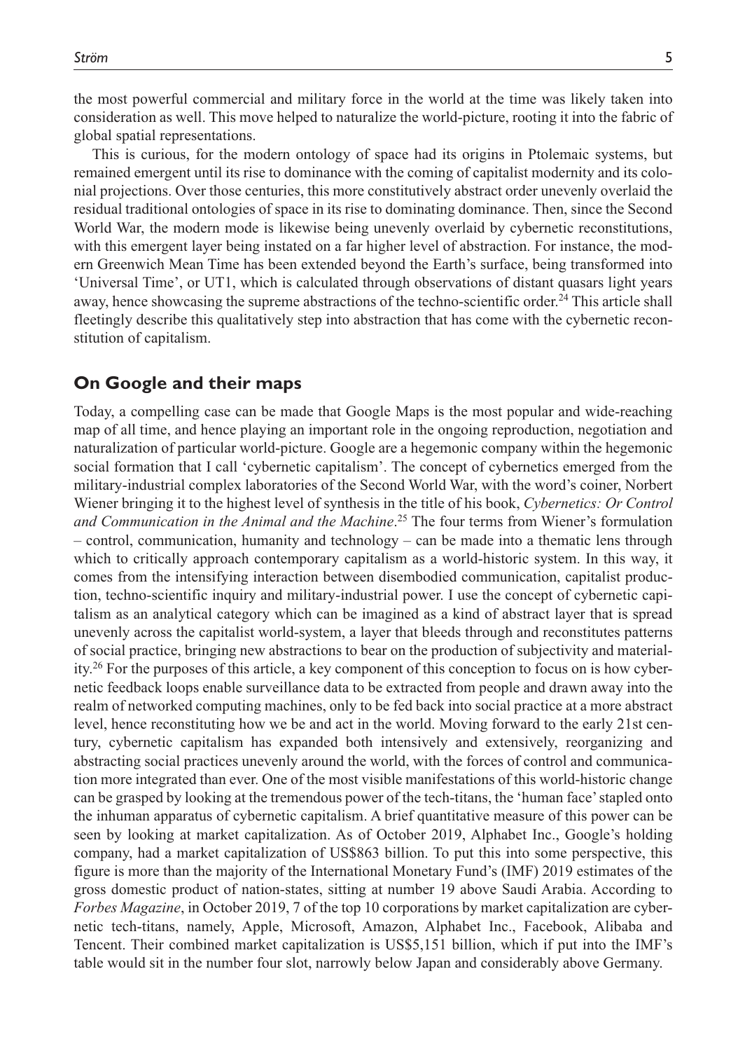the most powerful commercial and military force in the world at the time was likely taken into consideration as well. This move helped to naturalize the world-picture, rooting it into the fabric of global spatial representations.

This is curious, for the modern ontology of space had its origins in Ptolemaic systems, but remained emergent until its rise to dominance with the coming of capitalist modernity and its colonial projections. Over those centuries, this more constitutively abstract order unevenly overlaid the residual traditional ontologies of space in its rise to dominating dominance. Then, since the Second World War, the modern mode is likewise being unevenly overlaid by cybernetic reconstitutions, with this emergent layer being instated on a far higher level of abstraction. For instance, the modern Greenwich Mean Time has been extended beyond the Earth's surface, being transformed into 'Universal Time', or UT1, which is calculated through observations of distant quasars light years away, hence showcasing the supreme abstractions of the techno-scientific order.[24] This article shall fleetingly describe this qualitatively step into abstraction that has come with the cybernetic reconstitution of capitalism.

## On Google and their maps

Today, a compelling case can be made that Google Maps is the most popular and wide-reaching map of all time, and hence playing an important role in the ongoing reproduction, negotiation and naturalization of particular world-picture. Google are a hegemonic company within the hegemonic social formation that I call 'cybernetic capitalism'. The concept of cybernetics emerged from the military-industrial complex laboratories of the Second World War, with the word's coiner, Norbert Wiener bringing it to the highest level of synthesis in the title of his book, *Cybernetics: Or Control and Communication in the Animal and the Machine*.[25] The four terms from Wiener's formulation – control, communication, humanity and technology – can be made into a thematic lens through which to critically approach contemporary capitalism as a world-historic system. In this way, it comes from the intensifying interaction between disembodied communication, capitalist production, techno-scientific inquiry and military-industrial power. I use the concept of cybernetic capitalism as an analytical category which can be imagined as a kind of abstract layer that is spread unevenly across the capitalist world-system, a layer that bleeds through and reconstitutes patterns of social practice, bringing new abstractions to bear on the production of subjectivity and materiality.[26] For the purposes of this article, a key component of this conception to focus on is how cybernetic feedback loops enable surveillance data to be extracted from people and drawn away into the realm of networked computing machines, only to be fed back into social practice at a more abstract level, hence reconstituting how we be and act in the world. Moving forward to the early 21st century, cybernetic capitalism has expanded both intensively and extensively, reorganizing and abstracting social practices unevenly around the world, with the forces of control and communication more integrated than ever. One of the most visible manifestations of this world-historic change can be grasped by looking at the tremendous power of the tech-titans, the 'human face' stapled onto the inhuman apparatus of cybernetic capitalism. A brief quantitative measure of this power can be seen by looking at market capitalization. As of October 2019, Alphabet Inc., Google's holding company, had a market capitalization of US$863 billion. To put this into some perspective, this figure is more than the majority of the International Monetary Fund's (IMF) 2019 estimates of the gross domestic product of nation-states, sitting at number 19 above Saudi Arabia. According to *Forbes Magazine*, in October 2019, 7 of the top 10 corporations by market capitalization are cybernetic tech-titans, namely, Apple, Microsoft, Amazon, Alphabet Inc., Facebook, Alibaba and Tencent. Their combined market capitalization is US$5,151 billion, which if put into the IMF's table would sit in the number four slot, narrowly below Japan and considerably above Germany.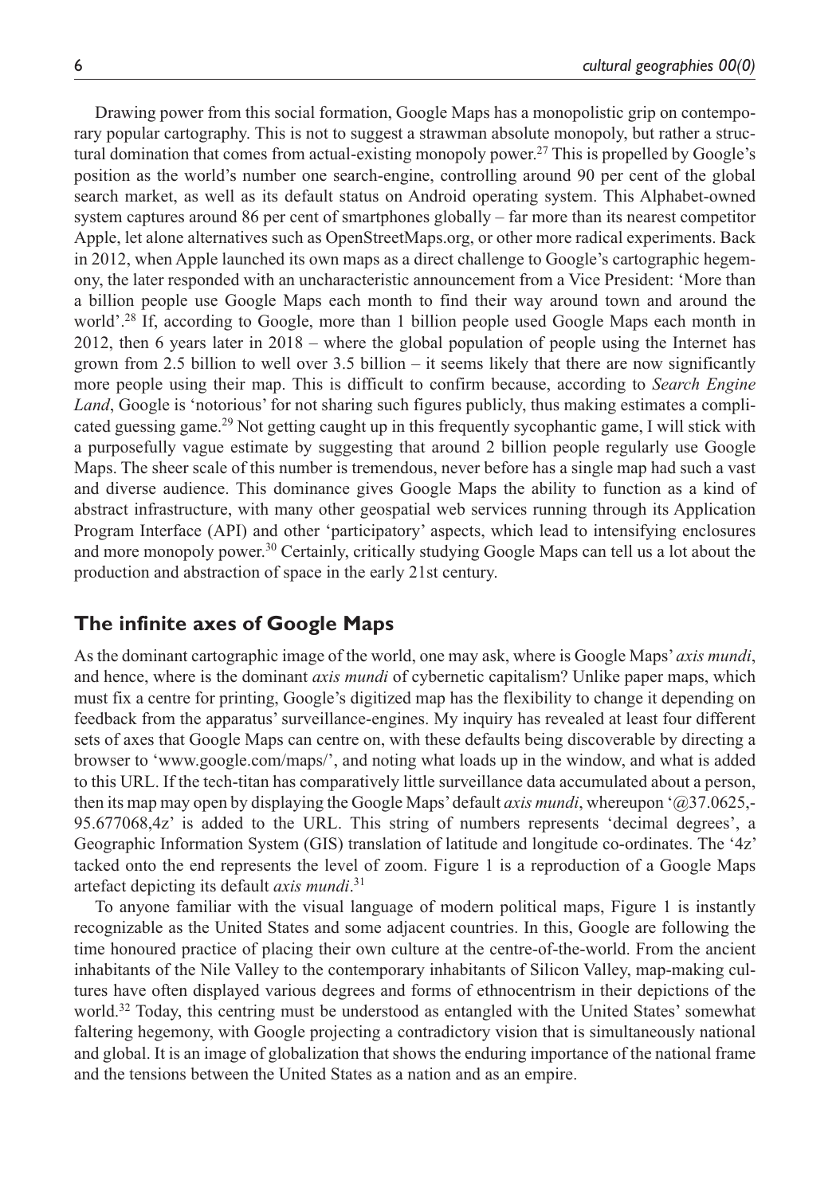Drawing power from this social formation, Google Maps has a monopolistic grip on contemporary popular cartography. This is not to suggest a strawman absolute monopoly, but rather a structural domination that comes from actual-existing monopoly power.[27] This is propelled by Google's position as the world's number one search-engine, controlling around 90 per cent of the global search market, as well as its default status on Android operating system. This Alphabet-owned system captures around 86 per cent of smartphones globally – far more than its nearest competitor Apple, let alone alternatives such as OpenStreetMaps.org, or other more radical experiments. Back in 2012, when Apple launched its own maps as a direct challenge to Google's cartographic hegemony, the later responded with an uncharacteristic announcement from a Vice President: 'More than a billion people use Google Maps each month to find their way around town and around the world'.[28] If, according to Google, more than 1 billion people used Google Maps each month in 2012, then 6 years later in 2018 – where the global population of people using the Internet has grown from 2.5 billion to well over 3.5 billion – it seems likely that there are now significantly more people using their map. This is difficult to confirm because, according to *Search Engine Land*, Google is 'notorious' for not sharing such figures publicly, thus making estimates a complicated guessing game.[29] Not getting caught up in this frequently sycophantic game, I will stick with a purposefully vague estimate by suggesting that around 2 billion people regularly use Google Maps. The sheer scale of this number is tremendous, never before has a single map had such a vast and diverse audience. This dominance gives Google Maps the ability to function as a kind of abstract infrastructure, with many other geospatial web services running through its Application Program Interface (API) and other 'participatory' aspects, which lead to intensifying enclosures and more monopoly power.[30] Certainly, critically studying Google Maps can tell us a lot about the production and abstraction of space in the early 21st century.

## The infinite axes of Google Maps

As the dominant cartographic image of the world, one may ask, where is Google Maps' *axis mundi*, and hence, where is the dominant *axis mundi* of cybernetic capitalism? Unlike paper maps, which must fix a centre for printing, Google's digitized map has the flexibility to change it depending on feedback from the apparatus' surveillance-engines. My inquiry has revealed at least four different sets of axes that Google Maps can centre on, with these defaults being discoverable by directing a browser to 'www.google.com/maps/', and noting what loads up in the window, and what is added to this URL. If the tech-titan has comparatively little surveillance data accumulated about a person, then its map may open by displaying the Google Maps' default *axis mundi*, whereupon '@37.0625,-95.677068,4z' is added to the URL. This string of numbers represents 'decimal degrees', a Geographic Information System (GIS) translation of latitude and longitude co-ordinates. The '4z' tacked onto the end represents the level of zoom. Figure 1 is a reproduction of a Google Maps artefact depicting its default *axis mundi*.[31]

To anyone familiar with the visual language of modern political maps, Figure 1 is instantly recognizable as the United States and some adjacent countries. In this, Google are following the time honoured practice of placing their own culture at the centre-of-the-world. From the ancient inhabitants of the Nile Valley to the contemporary inhabitants of Silicon Valley, map-making cultures have often displayed various degrees and forms of ethnocentrism in their depictions of the world.[32] Today, this centring must be understood as entangled with the United States' somewhat faltering hegemony, with Google projecting a contradictory vision that is simultaneously national and global. It is an image of globalization that shows the enduring importance of the national frame and the tensions between the United States as a nation and as an empire.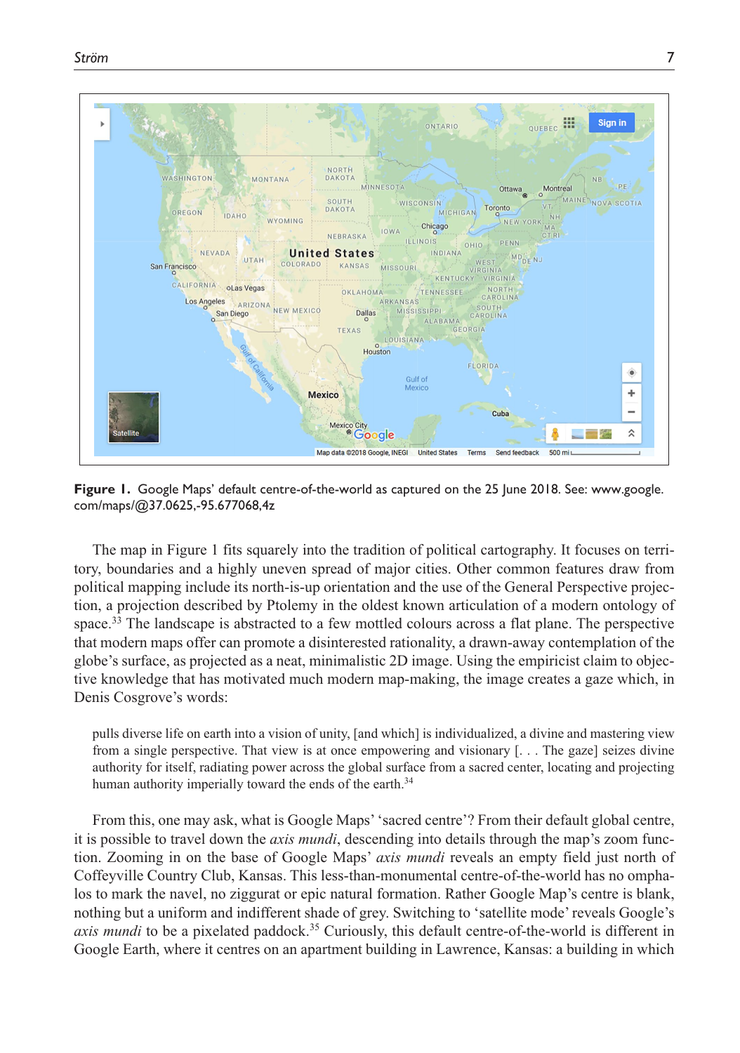**Figure 1.** Google Maps' default centre-of-the-world as captured on the 25 June 2018. See: www.google.com/maps/@37.0625,-95.677068,4z

The map in Figure 1 fits squarely into the tradition of political cartography. It focuses on territory, boundaries and a highly uneven spread of major cities. Other common features draw from political mapping include its north-is-up orientation and the use of the General Perspective projection, a projection described by Ptolemy in the oldest known articulation of a modern ontology of space.[33] The landscape is abstracted to a few mottled colours across a flat plane. The perspective that modern maps offer can promote a disinterested rationality, a drawn-away contemplation of the globe's surface, as projected as a neat, minimalistic 2D image. Using the empiricist claim to objective knowledge that has motivated much modern map-making, the image creates a gaze which, in Denis Cosgrove's words:

> pulls diverse life on earth into a vision of unity, [and which] is individualized, a divine and mastering view from a single perspective. That view is at once empowering and visionary [. . . The gaze] seizes divine authority for itself, radiating power across the global surface from a sacred center, locating and projecting human authority imperially toward the ends of the earth.[34]

From this, one may ask, what is Google Maps' 'sacred centre'? From their default global centre, it is possible to travel down the *axis mundi*, descending into details through the map's zoom function. Zooming in on the base of Google Maps' *axis mundi* reveals an empty field just north of Coffeyville Country Club, Kansas. This less-than-monumental centre-of-the-world has no omphalos to mark the navel, no ziggurat or epic natural formation. Rather Google Map's centre is blank, nothing but a uniform and indifferent shade of grey. Switching to 'satellite mode' reveals Google's *axis mundi* to be a pixelated paddock.[35] Curiously, this default centre-of-the-world is different in Google Earth, where it centres on an apartment building in Lawrence, Kansas: a building in which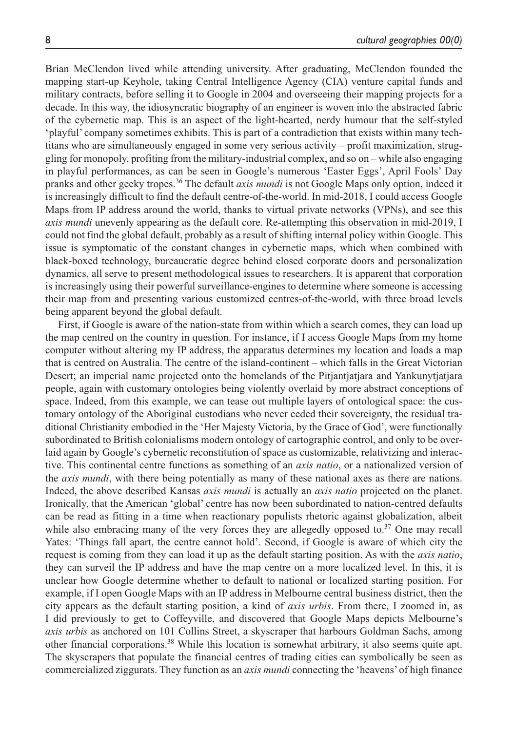Brian McClendon lived while attending university. After graduating, McClendon founded the mapping start-up Keyhole, taking Central Intelligence Agency (CIA) venture capital funds and military contracts, before selling it to Google in 2004 and overseeing their mapping projects for a decade. In this way, the idiosyncratic biography of an engineer is woven into the abstracted fabric of the cybernetic map. This is an aspect of the light-hearted, nerdy humour that the self-styled 'playful' company sometimes exhibits. This is part of a contradiction that exists within many tech-titans who are simultaneously engaged in some very serious activity – profit maximization, struggling for monopoly, profiting from the military-industrial complex, and so on – while also engaging in playful performances, as can be seen in Google's numerous 'Easter Eggs', April Fools' Day pranks and other geeky tropes.[36] The default *axis mundi* is not Google Maps only option, indeed it is increasingly difficult to find the default centre-of-the-world. In mid-2018, I could access Google Maps from IP address around the world, thanks to virtual private networks (VPNs), and see this *axis mundi* unevenly appearing as the default core. Re-attempting this observation in mid-2019, I could not find the global default, probably as a result of shifting internal policy within Google. This issue is symptomatic of the constant changes in cybernetic maps, which when combined with black-boxed technology, bureaucratic degree behind closed corporate doors and personalization dynamics, all serve to present methodological issues to researchers. It is apparent that corporation is increasingly using their powerful surveillance-engines to determine where someone is accessing their map from and presenting various customized centres-of-the-world, with three broad levels being apparent beyond the global default.

First, if Google is aware of the nation-state from within which a search comes, they can load up the map centred on the country in question. For instance, if I access Google Maps from my home computer without altering my IP address, the apparatus determines my location and loads a map that is centred on Australia. The centre of the island-continent – which falls in the Great Victorian Desert; an imperial name projected onto the homelands of the Pitjantjatjara and Yankunytjatjara people, again with customary ontologies being violently overlaid by more abstract conceptions of space. Indeed, from this example, we can tease out multiple layers of ontological space: the customary ontology of the Aboriginal custodians who never ceded their sovereignty, the residual traditional Christianity embodied in the 'Her Majesty Victoria, by the Grace of God', were functionally subordinated to British colonialisms modern ontology of cartographic control, and only to be overlaid again by Google's cybernetic reconstitution of space as customizable, relativizing and interactive. This continental centre functions as something of an *axis natio*, or a nationalized version of the *axis mundi*, with there being potentially as many of these national axes as there are nations. Indeed, the above described Kansas *axis mundi* is actually an *axis natio* projected on the planet. Ironically, that the American 'global' centre has now been subordinated to nation-centred defaults can be read as fitting in a time when reactionary populists rhetoric against globalization, albeit while also embracing many of the very forces they are allegedly opposed to.[37] One may recall Yates: 'Things fall apart, the centre cannot hold'. Second, if Google is aware of which city the request is coming from they can load it up as the default starting position. As with the *axis natio*, they can surveil the IP address and have the map centre on a more localized level. In this, it is unclear how Google determine whether to default to national or localized starting position. For example, if I open Google Maps with an IP address in Melbourne central business district, then the city appears as the default starting position, a kind of *axis urbis*. From there, I zoomed in, as I did previously to get to Coffeyville, and discovered that Google Maps depicts Melbourne's *axis urbis* as anchored on 101 Collins Street, a skyscraper that harbours Goldman Sachs, among other financial corporations.[38] While this location is somewhat arbitrary, it also seems quite apt. The skyscrapers that populate the financial centres of trading cities can symbolically be seen as commercialized ziggurats. They function as an *axis mundi* connecting the 'heavens' of high finance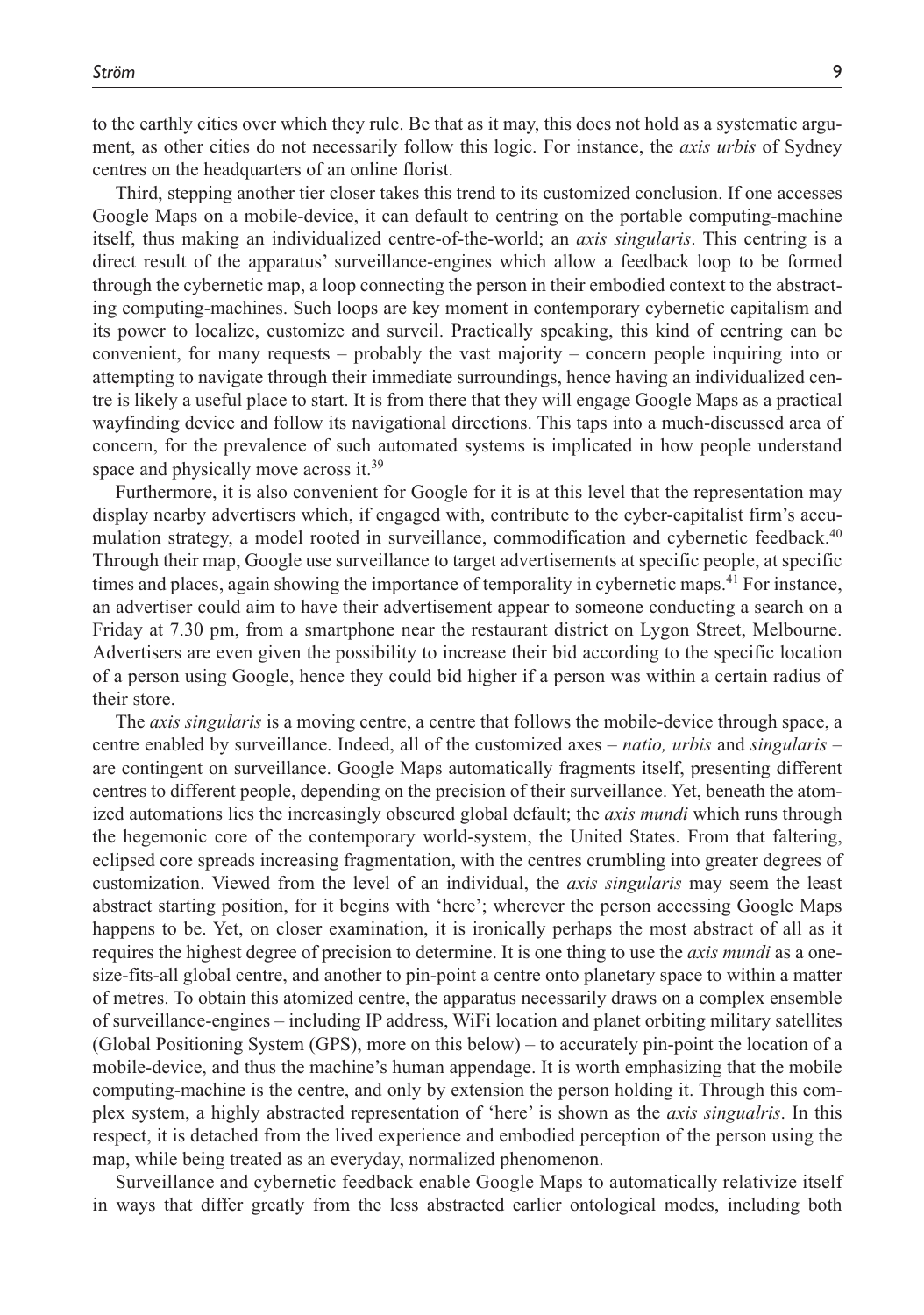to the earthly cities over which they rule. Be that as it may, this does not hold as a systematic argument, as other cities do not necessarily follow this logic. For instance, the *axis urbis* of Sydney centres on the headquarters of an online florist.

Third, stepping another tier closer takes this trend to its customized conclusion. If one accesses Google Maps on a mobile-device, it can default to centring on the portable computing-machine itself, thus making an individualized centre-of-the-world; an *axis singularis*. This centring is a direct result of the apparatus' surveillance-engines which allow a feedback loop to be formed through the cybernetic map, a loop connecting the person in their embodied context to the abstracting computing-machines. Such loops are key moment in contemporary cybernetic capitalism and its power to localize, customize and surveil. Practically speaking, this kind of centring can be convenient, for many requests – probably the vast majority – concern people inquiring into or attempting to navigate through their immediate surroundings, hence having an individualized centre is likely a useful place to start. It is from there that they will engage Google Maps as a practical wayfinding device and follow its navigational directions. This taps into a much-discussed area of concern, for the prevalence of such automated systems is implicated in how people understand space and physically move across it.[39]

Furthermore, it is also convenient for Google for it is at this level that the representation may display nearby advertisers which, if engaged with, contribute to the cyber-capitalist firm's accumulation strategy, a model rooted in surveillance, commodification and cybernetic feedback.[40] Through their map, Google use surveillance to target advertisements at specific people, at specific times and places, again showing the importance of temporality in cybernetic maps.[41] For instance, an advertiser could aim to have their advertisement appear to someone conducting a search on a Friday at 7.30 pm, from a smartphone near the restaurant district on Lygon Street, Melbourne. Advertisers are even given the possibility to increase their bid according to the specific location of a person using Google, hence they could bid higher if a person was within a certain radius of their store.

The *axis singularis* is a moving centre, a centre that follows the mobile-device through space, a centre enabled by surveillance. Indeed, all of the customized axes – *natio, urbis* and *singularis* – are contingent on surveillance. Google Maps automatically fragments itself, presenting different centres to different people, depending on the precision of their surveillance. Yet, beneath the atomized automations lies the increasingly obscured global default; the *axis mundi* which runs through the hegemonic core of the contemporary world-system, the United States. From that faltering, eclipsed core spreads increasing fragmentation, with the centres crumbling into greater degrees of customization. Viewed from the level of an individual, the *axis singularis* may seem the least abstract starting position, for it begins with 'here'; wherever the person accessing Google Maps happens to be. Yet, on closer examination, it is ironically perhaps the most abstract of all as it requires the highest degree of precision to determine. It is one thing to use the *axis mundi* as a one-size-fits-all global centre, and another to pin-point a centre onto planetary space to within a matter of metres. To obtain this atomized centre, the apparatus necessarily draws on a complex ensemble of surveillance-engines – including IP address, WiFi location and planet orbiting military satellites (Global Positioning System (GPS), more on this below) – to accurately pin-point the location of a mobile-device, and thus the machine's human appendage. It is worth emphasizing that the mobile computing-machine is the centre, and only by extension the person holding it. Through this complex system, a highly abstracted representation of 'here' is shown as the *axis singualris*. In this respect, it is detached from the lived experience and embodied perception of the person using the map, while being treated as an everyday, normalized phenomenon.

Surveillance and cybernetic feedback enable Google Maps to automatically relativize itself in ways that differ greatly from the less abstracted earlier ontological modes, including both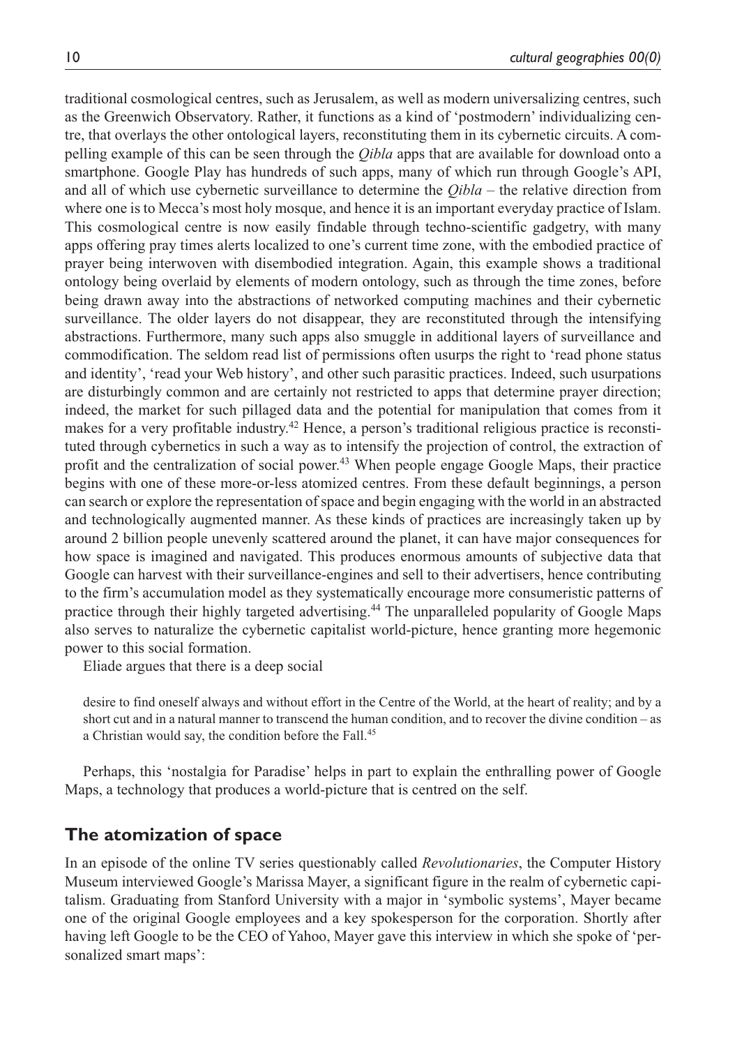traditional cosmological centres, such as Jerusalem, as well as modern universalizing centres, such as the Greenwich Observatory. Rather, it functions as a kind of 'postmodern' individualizing centre, that overlays the other ontological layers, reconstituting them in its cybernetic circuits. A compelling example of this can be seen through the *Qibla* apps that are available for download onto a smartphone. Google Play has hundreds of such apps, many of which run through Google's API, and all of which use cybernetic surveillance to determine the *Qibla* – the relative direction from where one is to Mecca's most holy mosque, and hence it is an important everyday practice of Islam. This cosmological centre is now easily findable through techno-scientific gadgetry, with many apps offering pray times alerts localized to one's current time zone, with the embodied practice of prayer being interwoven with disembodied integration. Again, this example shows a traditional ontology being overlaid by elements of modern ontology, such as through the time zones, before being drawn away into the abstractions of networked computing machines and their cybernetic surveillance. The older layers do not disappear, they are reconstituted through the intensifying abstractions. Furthermore, many such apps also smuggle in additional layers of surveillance and commodification. The seldom read list of permissions often usurps the right to 'read phone status and identity', 'read your Web history', and other such parasitic practices. Indeed, such usurpations are disturbingly common and are certainly not restricted to apps that determine prayer direction; indeed, the market for such pillaged data and the potential for manipulation that comes from it makes for a very profitable industry.[42] Hence, a person's traditional religious practice is reconstituted through cybernetics in such a way as to intensify the projection of control, the extraction of profit and the centralization of social power.[43] When people engage Google Maps, their practice begins with one of these more-or-less atomized centres. From these default beginnings, a person can search or explore the representation of space and begin engaging with the world in an abstracted and technologically augmented manner. As these kinds of practices are increasingly taken up by around 2 billion people unevenly scattered around the planet, it can have major consequences for how space is imagined and navigated. This produces enormous amounts of subjective data that Google can harvest with their surveillance-engines and sell to their advertisers, hence contributing to the firm's accumulation model as they systematically encourage more consumeristic patterns of practice through their highly targeted advertising.[44] The unparalleled popularity of Google Maps also serves to naturalize the cybernetic capitalist world-picture, hence granting more hegemonic power to this social formation.

Eliade argues that there is a deep social

> desire to find oneself always and without effort in the Centre of the World, at the heart of reality; and by a short cut and in a natural manner to transcend the human condition, and to recover the divine condition – as a Christian would say, the condition before the Fall.[45]

Perhaps, this 'nostalgia for Paradise' helps in part to explain the enthralling power of Google Maps, a technology that produces a world-picture that is centred on the self.

## The atomization of space

In an episode of the online TV series questionably called *Revolutionaries*, the Computer History Museum interviewed Google's Marissa Mayer, a significant figure in the realm of cybernetic capitalism. Graduating from Stanford University with a major in 'symbolic systems', Mayer became one of the original Google employees and a key spokesperson for the corporation. Shortly after having left Google to be the CEO of Yahoo, Mayer gave this interview in which she spoke of 'personalized smart maps':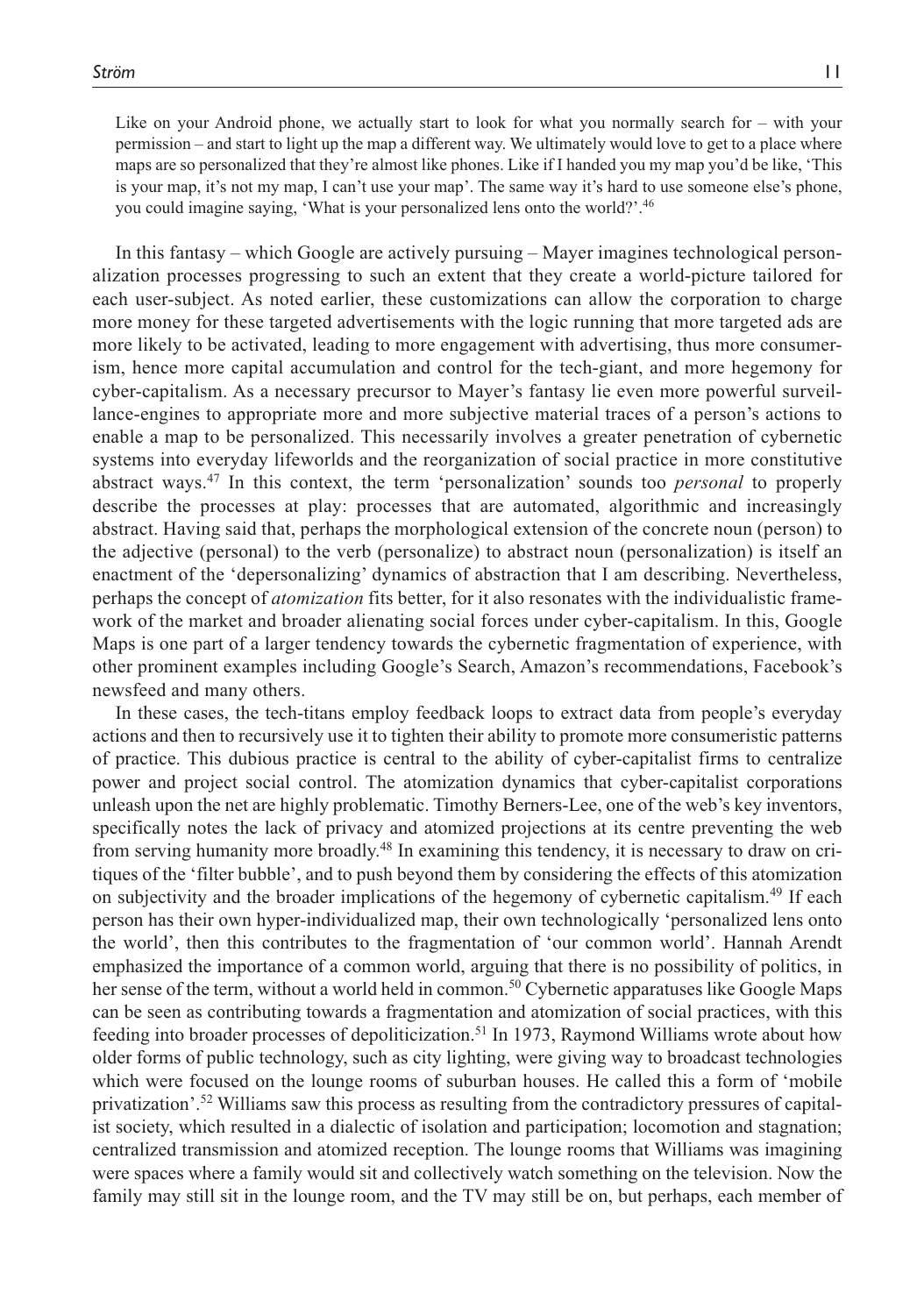> Like on your Android phone, we actually start to look for what you normally search for – with your permission – and start to light up the map a different way. We ultimately would love to get to a place where maps are so personalized that they're almost like phones. Like if I handed you my map you'd be like, 'This is your map, it's not my map, I can't use your map'. The same way it's hard to use someone else's phone, you could imagine saying, 'What is your personalized lens onto the world?'.[46]

In this fantasy – which Google are actively pursuing – Mayer imagines technological personalization processes progressing to such an extent that they create a world-picture tailored for each user-subject. As noted earlier, these customizations can allow the corporation to charge more money for these targeted advertisements with the logic running that more targeted ads are more likely to be activated, leading to more engagement with advertising, thus more consumerism, hence more capital accumulation and control for the tech-giant, and more hegemony for cyber-capitalism. As a necessary precursor to Mayer's fantasy lie even more powerful surveillance-engines to appropriate more and more subjective material traces of a person's actions to enable a map to be personalized. This necessarily involves a greater penetration of cybernetic systems into everyday lifeworlds and the reorganization of social practice in more constitutive abstract ways.[47] In this context, the term 'personalization' sounds too *personal* to properly describe the processes at play: processes that are automated, algorithmic and increasingly abstract. Having said that, perhaps the morphological extension of the concrete noun (person) to the adjective (personal) to the verb (personalize) to abstract noun (personalization) is itself an enactment of the 'depersonalizing' dynamics of abstraction that I am describing. Nevertheless, perhaps the concept of *atomization* fits better, for it also resonates with the individualistic framework of the market and broader alienating social forces under cyber-capitalism. In this, Google Maps is one part of a larger tendency towards the cybernetic fragmentation of experience, with other prominent examples including Google's Search, Amazon's recommendations, Facebook's newsfeed and many others.

In these cases, the tech-titans employ feedback loops to extract data from people's everyday actions and then to recursively use it to tighten their ability to promote more consumeristic patterns of practice. This dubious practice is central to the ability of cyber-capitalist firms to centralize power and project social control. The atomization dynamics that cyber-capitalist corporations unleash upon the net are highly problematic. Timothy Berners-Lee, one of the web's key inventors, specifically notes the lack of privacy and atomized projections at its centre preventing the web from serving humanity more broadly.[48] In examining this tendency, it is necessary to draw on critiques of the 'filter bubble', and to push beyond them by considering the effects of this atomization on subjectivity and the broader implications of the hegemony of cybernetic capitalism.[49] If each person has their own hyper-individualized map, their own technologically 'personalized lens onto the world', then this contributes to the fragmentation of 'our common world'. Hannah Arendt emphasized the importance of a common world, arguing that there is no possibility of politics, in her sense of the term, without a world held in common.[50] Cybernetic apparatuses like Google Maps can be seen as contributing towards a fragmentation and atomization of social practices, with this feeding into broader processes of depoliticization.[51] In 1973, Raymond Williams wrote about how older forms of public technology, such as city lighting, were giving way to broadcast technologies which were focused on the lounge rooms of suburban houses. He called this a form of 'mobile privatization'.[52] Williams saw this process as resulting from the contradictory pressures of capitalist society, which resulted in a dialectic of isolation and participation; locomotion and stagnation; centralized transmission and atomized reception. The lounge rooms that Williams was imagining were spaces where a family would sit and collectively watch something on the television. Now the family may still sit in the lounge room, and the TV may still be on, but perhaps, each member of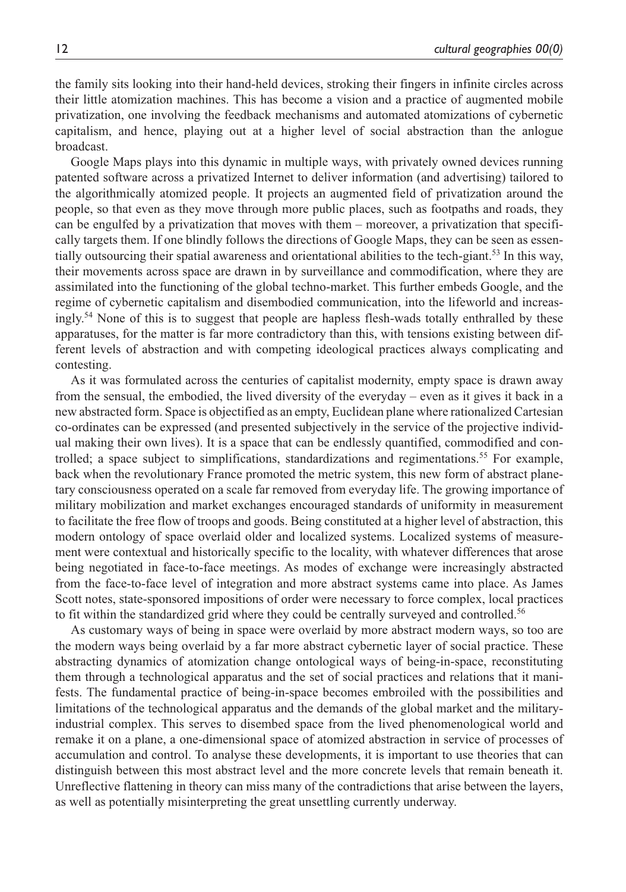the family sits looking into their hand-held devices, stroking their fingers in infinite circles across their little atomization machines. This has become a vision and a practice of augmented mobile privatization, one involving the feedback mechanisms and automated atomizations of cybernetic capitalism, and hence, playing out at a higher level of social abstraction than the anlogue broadcast.

Google Maps plays into this dynamic in multiple ways, with privately owned devices running patented software across a privatized Internet to deliver information (and advertising) tailored to the algorithmically atomized people. It projects an augmented field of privatization around the people, so that even as they move through more public places, such as footpaths and roads, they can be engulfed by a privatization that moves with them – moreover, a privatization that specifically targets them. If one blindly follows the directions of Google Maps, they can be seen as essentially outsourcing their spatial awareness and orientational abilities to the tech-giant.[53] In this way, their movements across space are drawn in by surveillance and commodification, where they are assimilated into the functioning of the global techno-market. This further embeds Google, and the regime of cybernetic capitalism and disembodied communication, into the lifeworld and increasingly.[54] None of this is to suggest that people are hapless flesh-wads totally enthralled by these apparatuses, for the matter is far more contradictory than this, with tensions existing between different levels of abstraction and with competing ideological practices always complicating and contesting.

As it was formulated across the centuries of capitalist modernity, empty space is drawn away from the sensual, the embodied, the lived diversity of the everyday – even as it gives it back in a new abstracted form. Space is objectified as an empty, Euclidean plane where rationalized Cartesian co-ordinates can be expressed (and presented subjectively in the service of the projective individual making their own lives). It is a space that can be endlessly quantified, commodified and controlled; a space subject to simplifications, standardizations and regimentations.[55] For example, back when the revolutionary France promoted the metric system, this new form of abstract planetary consciousness operated on a scale far removed from everyday life. The growing importance of military mobilization and market exchanges encouraged standards of uniformity in measurement to facilitate the free flow of troops and goods. Being constituted at a higher level of abstraction, this modern ontology of space overlaid older and localized systems. Localized systems of measurement were contextual and historically specific to the locality, with whatever differences that arose being negotiated in face-to-face meetings. As modes of exchange were increasingly abstracted from the face-to-face level of integration and more abstract systems came into place. As James Scott notes, state-sponsored impositions of order were necessary to force complex, local practices to fit within the standardized grid where they could be centrally surveyed and controlled.[56]

As customary ways of being in space were overlaid by more abstract modern ways, so too are the modern ways being overlaid by a far more abstract cybernetic layer of social practice. These abstracting dynamics of atomization change ontological ways of being-in-space, reconstituting them through a technological apparatus and the set of social practices and relations that it manifests. The fundamental practice of being-in-space becomes embroiled with the possibilities and limitations of the technological apparatus and the demands of the global market and the military-industrial complex. This serves to disembed space from the lived phenomenological world and remake it on a plane, a one-dimensional space of atomized abstraction in service of processes of accumulation and control. To analyse these developments, it is important to use theories that can distinguish between this most abstract level and the more concrete levels that remain beneath it. Unreflective flattening in theory can miss many of the contradictions that arise between the layers, as well as potentially misinterpreting the great unsettling currently underway.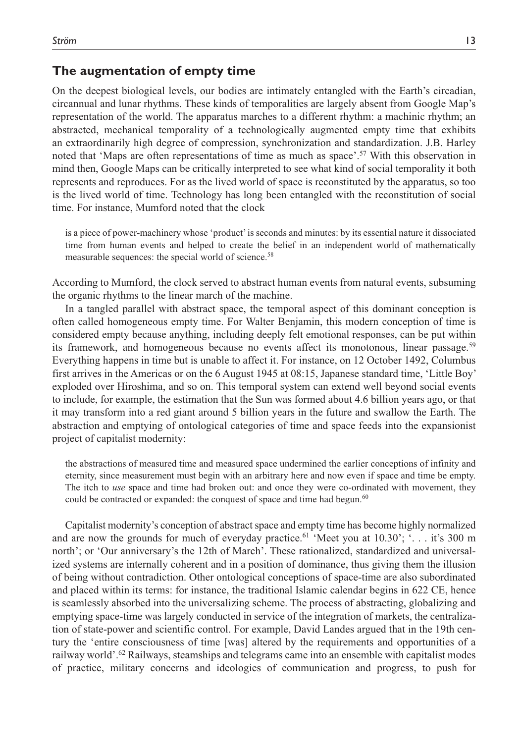## The augmentation of empty time

On the deepest biological levels, our bodies are intimately entangled with the Earth's circadian, circannual and lunar rhythms. These kinds of temporalities are largely absent from Google Map's representation of the world. The apparatus marches to a different rhythm: a machinic rhythm; an abstracted, mechanical temporality of a technologically augmented empty time that exhibits an extraordinarily high degree of compression, synchronization and standardization. J.B. Harley noted that 'Maps are often representations of time as much as space'.[57] With this observation in mind then, Google Maps can be critically interpreted to see what kind of social temporality it both represents and reproduces. For as the lived world of space is reconstituted by the apparatus, so too is the lived world of time. Technology has long been entangled with the reconstitution of social time. For instance, Mumford noted that the clock

> is a piece of power-machinery whose 'product' is seconds and minutes: by its essential nature it dissociated time from human events and helped to create the belief in an independent world of mathematically measurable sequences: the special world of science.[58]

According to Mumford, the clock served to abstract human events from natural events, subsuming the organic rhythms to the linear march of the machine.

In a tangled parallel with abstract space, the temporal aspect of this dominant conception is often called homogeneous empty time. For Walter Benjamin, this modern conception of time is considered empty because anything, including deeply felt emotional responses, can be put within its framework, and homogeneous because no events affect its monotonous, linear passage.[59] Everything happens in time but is unable to affect it. For instance, on 12 October 1492, Columbus first arrives in the Americas or on the 6 August 1945 at 08:15, Japanese standard time, 'Little Boy' exploded over Hiroshima, and so on. This temporal system can extend well beyond social events to include, for example, the estimation that the Sun was formed about 4.6 billion years ago, or that it may transform into a red giant around 5 billion years in the future and swallow the Earth. The abstraction and emptying of ontological categories of time and space feeds into the expansionist project of capitalist modernity:

> the abstractions of measured time and measured space undermined the earlier conceptions of infinity and eternity, since measurement must begin with an arbitrary here and now even if space and time be empty. The itch to *use* space and time had broken out: and once they were co-ordinated with movement, they could be contracted or expanded: the conquest of space and time had begun.[60]

Capitalist modernity's conception of abstract space and empty time has become highly normalized and are now the grounds for much of everyday practice.[61] 'Meet you at 10.30'; '. . . it's 300 m north'; or 'Our anniversary's the 12th of March'. These rationalized, standardized and universalized systems are internally coherent and in a position of dominance, thus giving them the illusion of being without contradiction. Other ontological conceptions of space-time are also subordinated and placed within its terms: for instance, the traditional Islamic calendar begins in 622 CE, hence is seamlessly absorbed into the universalizing scheme. The process of abstracting, globalizing and emptying space-time was largely conducted in service of the integration of markets, the centralization of state-power and scientific control. For example, David Landes argued that in the 19th century the 'entire consciousness of time [was] altered by the requirements and opportunities of a railway world'.[62] Railways, steamships and telegrams came into an ensemble with capitalist modes of practice, military concerns and ideologies of communication and progress, to push for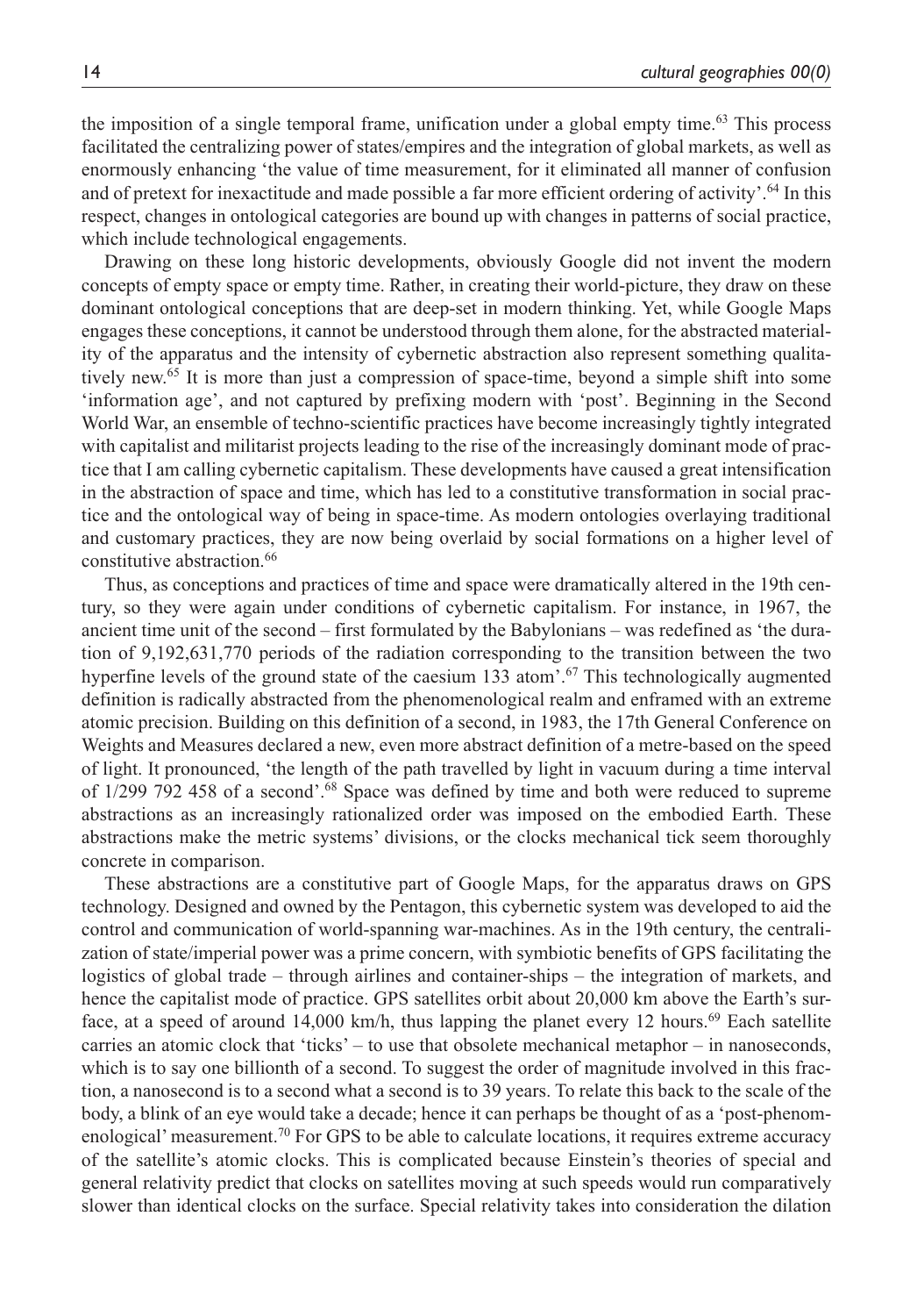the imposition of a single temporal frame, unification under a global empty time.[63] This process facilitated the centralizing power of states/empires and the integration of global markets, as well as enormously enhancing 'the value of time measurement, for it eliminated all manner of confusion and of pretext for inexactitude and made possible a far more efficient ordering of activity'.[64] In this respect, changes in ontological categories are bound up with changes in patterns of social practice, which include technological engagements.

Drawing on these long historic developments, obviously Google did not invent the modern concepts of empty space or empty time. Rather, in creating their world-picture, they draw on these dominant ontological conceptions that are deep-set in modern thinking. Yet, while Google Maps engages these conceptions, it cannot be understood through them alone, for the abstracted materiality of the apparatus and the intensity of cybernetic abstraction also represent something qualitatively new.[65] It is more than just a compression of space-time, beyond a simple shift into some 'information age', and not captured by prefixing modern with 'post'. Beginning in the Second World War, an ensemble of techno-scientific practices have become increasingly tightly integrated with capitalist and militarist projects leading to the rise of the increasingly dominant mode of practice that I am calling cybernetic capitalism. These developments have caused a great intensification in the abstraction of space and time, which has led to a constitutive transformation in social practice and the ontological way of being in space-time. As modern ontologies overlaying traditional and customary practices, they are now being overlaid by social formations on a higher level of constitutive abstraction.[66]

Thus, as conceptions and practices of time and space were dramatically altered in the 19th century, so they were again under conditions of cybernetic capitalism. For instance, in 1967, the ancient time unit of the second – first formulated by the Babylonians – was redefined as 'the duration of 9,192,631,770 periods of the radiation corresponding to the transition between the two hyperfine levels of the ground state of the caesium 133 atom'.[67] This technologically augmented definition is radically abstracted from the phenomenological realm and enframed with an extreme atomic precision. Building on this definition of a second, in 1983, the 17th General Conference on Weights and Measures declared a new, even more abstract definition of a metre-based on the speed of light. It pronounced, 'the length of the path travelled by light in vacuum during a time interval of 1/299 792 458 of a second'.[68] Space was defined by time and both were reduced to supreme abstractions as an increasingly rationalized order was imposed on the embodied Earth. These abstractions make the metric systems' divisions, or the clocks mechanical tick seem thoroughly concrete in comparison.

These abstractions are a constitutive part of Google Maps, for the apparatus draws on GPS technology. Designed and owned by the Pentagon, this cybernetic system was developed to aid the control and communication of world-spanning war-machines. As in the 19th century, the centralization of state/imperial power was a prime concern, with symbiotic benefits of GPS facilitating the logistics of global trade – through airlines and container-ships – the integration of markets, and hence the capitalist mode of practice. GPS satellites orbit about 20,000 km above the Earth's surface, at a speed of around 14,000 km/h, thus lapping the planet every 12 hours.[69] Each satellite carries an atomic clock that 'ticks' – to use that obsolete mechanical metaphor – in nanoseconds, which is to say one billionth of a second. To suggest the order of magnitude involved in this fraction, a nanosecond is to a second what a second is to 39 years. To relate this back to the scale of the body, a blink of an eye would take a decade; hence it can perhaps be thought of as a 'post-phenomenological' measurement.[70] For GPS to be able to calculate locations, it requires extreme accuracy of the satellite's atomic clocks. This is complicated because Einstein's theories of special and general relativity predict that clocks on satellites moving at such speeds would run comparatively slower than identical clocks on the surface. Special relativity takes into consideration the dilation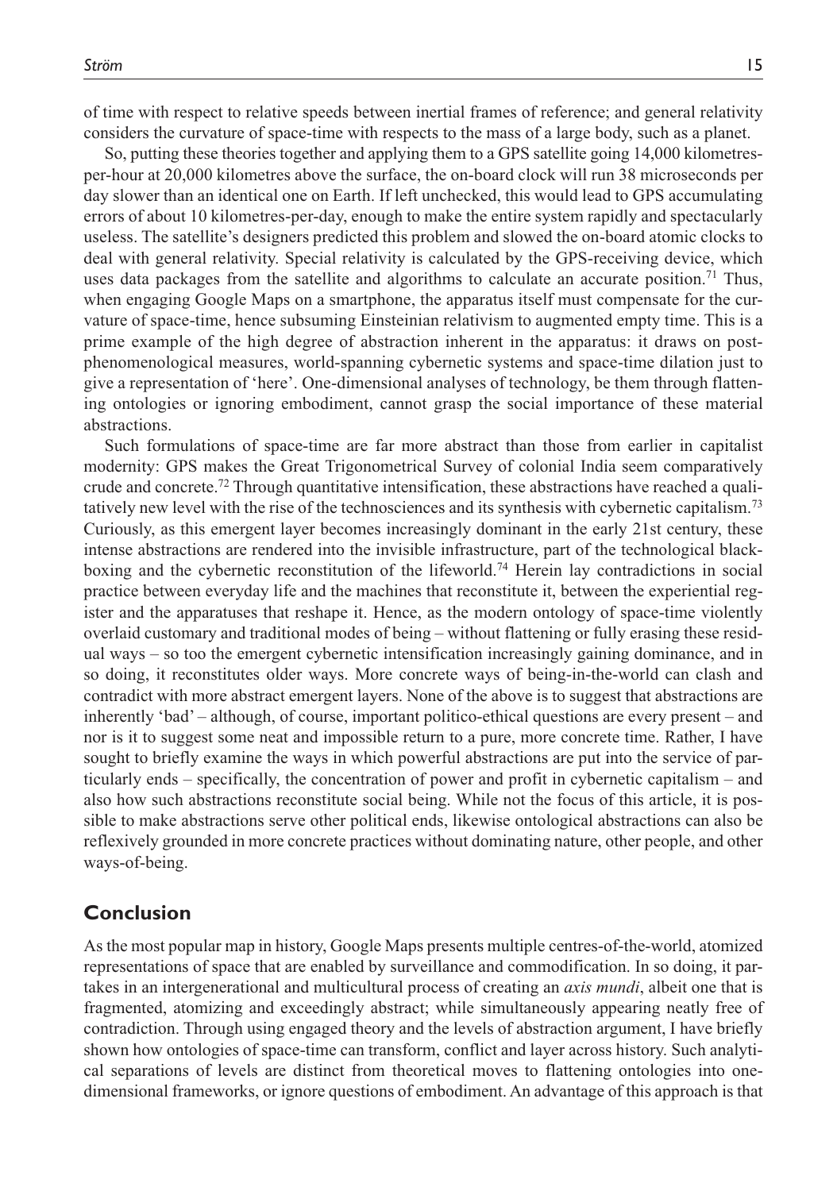of time with respect to relative speeds between inertial frames of reference; and general relativity considers the curvature of space-time with respects to the mass of a large body, such as a planet.

So, putting these theories together and applying them to a GPS satellite going 14,000 kilometres-per-hour at 20,000 kilometres above the surface, the on-board clock will run 38 microseconds per day slower than an identical one on Earth. If left unchecked, this would lead to GPS accumulating errors of about 10 kilometres-per-day, enough to make the entire system rapidly and spectacularly useless. The satellite's designers predicted this problem and slowed the on-board atomic clocks to deal with general relativity. Special relativity is calculated by the GPS-receiving device, which uses data packages from the satellite and algorithms to calculate an accurate position.[71] Thus, when engaging Google Maps on a smartphone, the apparatus itself must compensate for the curvature of space-time, hence subsuming Einsteinian relativism to augmented empty time. This is a prime example of the high degree of abstraction inherent in the apparatus: it draws on post-phenomenological measures, world-spanning cybernetic systems and space-time dilation just to give a representation of 'here'. One-dimensional analyses of technology, be them through flattening ontologies or ignoring embodiment, cannot grasp the social importance of these material abstractions.

Such formulations of space-time are far more abstract than those from earlier in capitalist modernity: GPS makes the Great Trigonometrical Survey of colonial India seem comparatively crude and concrete.[72] Through quantitative intensification, these abstractions have reached a qualitatively new level with the rise of the technosciences and its synthesis with cybernetic capitalism.[73] Curiously, as this emergent layer becomes increasingly dominant in the early 21st century, these intense abstractions are rendered into the invisible infrastructure, part of the technological black-boxing and the cybernetic reconstitution of the lifeworld.[74] Herein lay contradictions in social practice between everyday life and the machines that reconstitute it, between the experiential register and the apparatuses that reshape it. Hence, as the modern ontology of space-time violently overlaid customary and traditional modes of being – without flattening or fully erasing these residual ways – so too the emergent cybernetic intensification increasingly gaining dominance, and in so doing, it reconstitutes older ways. More concrete ways of being-in-the-world can clash and contradict with more abstract emergent layers. None of the above is to suggest that abstractions are inherently 'bad' – although, of course, important politico-ethical questions are every present – and nor is it to suggest some neat and impossible return to a pure, more concrete time. Rather, I have sought to briefly examine the ways in which powerful abstractions are put into the service of particularly ends – specifically, the concentration of power and profit in cybernetic capitalism – and also how such abstractions reconstitute social being. While not the focus of this article, it is possible to make abstractions serve other political ends, likewise ontological abstractions can also be reflexively grounded in more concrete practices without dominating nature, other people, and other ways-of-being.

## Conclusion

As the most popular map in history, Google Maps presents multiple centres-of-the-world, atomized representations of space that are enabled by surveillance and commodification. In so doing, it partakes in an intergenerational and multicultural process of creating an *axis mundi*, albeit one that is fragmented, atomizing and exceedingly abstract; while simultaneously appearing neatly free of contradiction. Through using engaged theory and the levels of abstraction argument, I have briefly shown how ontologies of space-time can transform, conflict and layer across history. Such analytical separations of levels are distinct from theoretical moves to flattening ontologies into one-dimensional frameworks, or ignore questions of embodiment. An advantage of this approach is that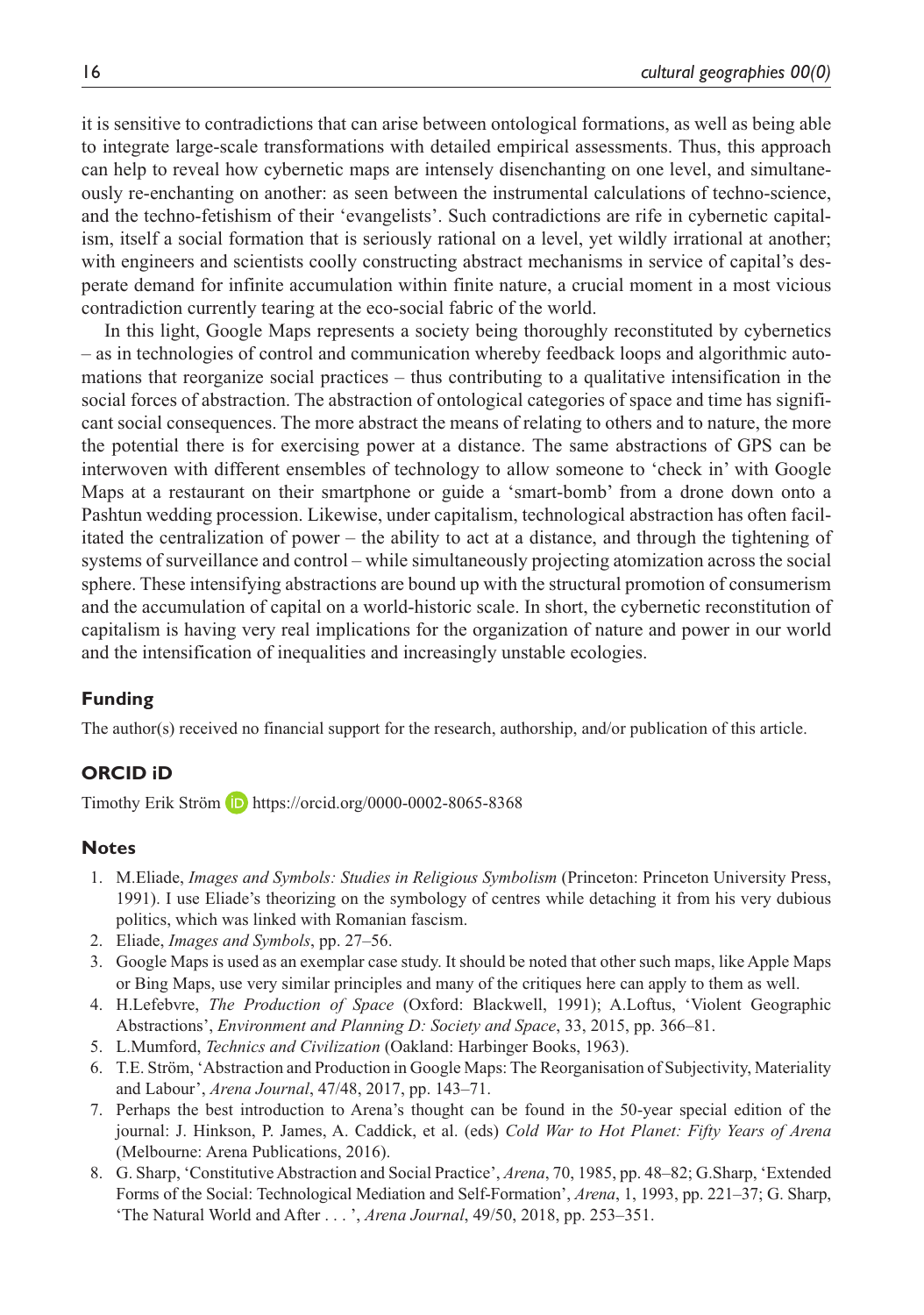it is sensitive to contradictions that can arise between ontological formations, as well as being able to integrate large-scale transformations with detailed empirical assessments. Thus, this approach can help to reveal how cybernetic maps are intensely disenchanting on one level, and simultaneously re-enchanting on another: as seen between the instrumental calculations of techno-science, and the techno-fetishism of their 'evangelists'. Such contradictions are rife in cybernetic capitalism, itself a social formation that is seriously rational on a level, yet wildly irrational at another; with engineers and scientists coolly constructing abstract mechanisms in service of capital's desperate demand for infinite accumulation within finite nature, a crucial moment in a most vicious contradiction currently tearing at the eco-social fabric of the world.

In this light, Google Maps represents a society being thoroughly reconstituted by cybernetics – as in technologies of control and communication whereby feedback loops and algorithmic automations that reorganize social practices – thus contributing to a qualitative intensification in the social forces of abstraction. The abstraction of ontological categories of space and time has significant social consequences. The more abstract the means of relating to others and to nature, the more the potential there is for exercising power at a distance. The same abstractions of GPS can be interwoven with different ensembles of technology to allow someone to 'check in' with Google Maps at a restaurant on their smartphone or guide a 'smart-bomb' from a drone down onto a Pashtun wedding procession. Likewise, under capitalism, technological abstraction has often facilitated the centralization of power – the ability to act at a distance, and through the tightening of systems of surveillance and control – while simultaneously projecting atomization across the social sphere. These intensifying abstractions are bound up with the structural promotion of consumerism and the accumulation of capital on a world-historic scale. In short, the cybernetic reconstitution of capitalism is having very real implications for the organization of nature and power in our world and the intensification of inequalities and increasingly unstable ecologies.

## Funding

The author(s) received no financial support for the research, authorship, and/or publication of this article.

## ORCID iD

Timothy Erik Ström https://orcid.org/0000-0002-8065-8368

## Notes

1. M.Eliade, *Images and Symbols: Studies in Religious Symbolism* (Princeton: Princeton University Press, 1991). I use Eliade's theorizing on the symbology of centres while detaching it from his very dubious politics, which was linked with Romanian fascism.
2. Eliade, *Images and Symbols*, pp. 27–56.
3. Google Maps is used as an exemplar case study. It should be noted that other such maps, like Apple Maps or Bing Maps, use very similar principles and many of the critiques here can apply to them as well.
4. H.Lefebvre, *The Production of Space* (Oxford: Blackwell, 1991); A.Loftus, 'Violent Geographic Abstractions', *Environment and Planning D: Society and Space*, 33, 2015, pp. 366–81.
5. L.Mumford, *Technics and Civilization* (Oakland: Harbinger Books, 1963).
6. T.E. Ström, 'Abstraction and Production in Google Maps: The Reorganisation of Subjectivity, Materiality and Labour', *Arena Journal*, 47/48, 2017, pp. 143–71.
7. Perhaps the best introduction to Arena's thought can be found in the 50-year special edition of the journal: J. Hinkson, P. James, A. Caddick, et al. (eds) *Cold War to Hot Planet: Fifty Years of Arena* (Melbourne: Arena Publications, 2016).
8. G. Sharp, 'Constitutive Abstraction and Social Practice', *Arena*, 70, 1985, pp. 48–82; G.Sharp, 'Extended Forms of the Social: Technological Mediation and Self-Formation', *Arena*, 1, 1993, pp. 221–37; G. Sharp, 'The Natural World and After . . . ', *Arena Journal*, 49/50, 2018, pp. 253–351.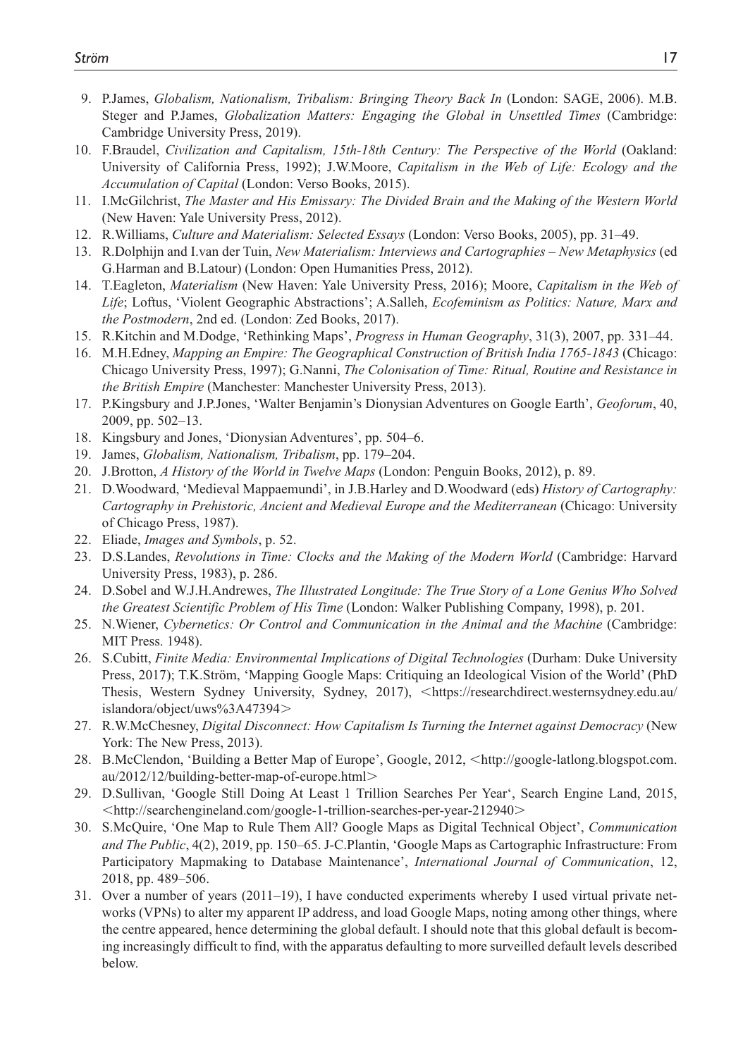9. P.James, *Globalism, Nationalism, Tribalism: Bringing Theory Back In* (London: SAGE, 2006). M.B. Steger and P.James, *Globalization Matters: Engaging the Global in Unsettled Times* (Cambridge: Cambridge University Press, 2019).
10. F.Braudel, *Civilization and Capitalism, 15th-18th Century: The Perspective of the World* (Oakland: University of California Press, 1992); J.W.Moore, *Capitalism in the Web of Life: Ecology and the Accumulation of Capital* (London: Verso Books, 2015).
11. I.McGilchrist, *The Master and His Emissary: The Divided Brain and the Making of the Western World* (New Haven: Yale University Press, 2012).
12. R.Williams, *Culture and Materialism: Selected Essays* (London: Verso Books, 2005), pp. 31–49.
13. R.Dolphijn and I.van der Tuin, *New Materialism: Interviews and Cartographies – New Metaphysics* (ed G.Harman and B.Latour) (London: Open Humanities Press, 2012).
14. T.Eagleton, *Materialism* (New Haven: Yale University Press, 2016); Moore, *Capitalism in the Web of Life*; Loftus, 'Violent Geographic Abstractions'; A.Salleh, *Ecofeminism as Politics: Nature, Marx and the Postmodern*, 2nd ed. (London: Zed Books, 2017).
15. R.Kitchin and M.Dodge, 'Rethinking Maps', *Progress in Human Geography*, 31(3), 2007, pp. 331–44.
16. M.H.Edney, *Mapping an Empire: The Geographical Construction of British India 1765-1843* (Chicago: Chicago University Press, 1997); G.Nanni, *The Colonisation of Time: Ritual, Routine and Resistance in the British Empire* (Manchester: Manchester University Press, 2013).
17. P.Kingsbury and J.P.Jones, 'Walter Benjamin's Dionysian Adventures on Google Earth', *Geoforum*, 40, 2009, pp. 502–13.
18. Kingsbury and Jones, 'Dionysian Adventures', pp. 504–6.
19. James, *Globalism, Nationalism, Tribalism*, pp. 179–204.
20. J.Brotton, *A History of the World in Twelve Maps* (London: Penguin Books, 2012), p. 89.
21. D.Woodward, 'Medieval Mappaemundi', in J.B.Harley and D.Woodward (eds) *History of Cartography: Cartography in Prehistoric, Ancient and Medieval Europe and the Mediterranean* (Chicago: University of Chicago Press, 1987).
22. Eliade, *Images and Symbols*, p. 52.
23. D.S.Landes, *Revolutions in Time: Clocks and the Making of the Modern World* (Cambridge: Harvard University Press, 1983), p. 286.
24. D.Sobel and W.J.H.Andrewes, *The Illustrated Longitude: The True Story of a Lone Genius Who Solved the Greatest Scientific Problem of His Time* (London: Walker Publishing Company, 1998), p. 201.
25. N.Wiener, *Cybernetics: Or Control and Communication in the Animal and the Machine* (Cambridge: MIT Press. 1948).
26. S.Cubitt, *Finite Media: Environmental Implications of Digital Technologies* (Durham: Duke University Press, 2017); T.K.Ström, 'Mapping Google Maps: Critiquing an Ideological Vision of the World' (PhD Thesis, Western Sydney University, Sydney, 2017), <https://researchdirect.westernsydney.edu.au/islandora/object/uws%3A47394>
27. R.W.McChesney, *Digital Disconnect: How Capitalism Is Turning the Internet against Democracy* (New York: The New Press, 2013).
28. B.McClendon, 'Building a Better Map of Europe', Google, 2012, <http://google-latlong.blogspot.com.au/2012/12/building-better-map-of-europe.html>
29. D.Sullivan, 'Google Still Doing At Least 1 Trillion Searches Per Year', Search Engine Land, 2015, <http://searchengineland.com/google-1-trillion-searches-per-year-212940>
30. S.McQuire, 'One Map to Rule Them All? Google Maps as Digital Technical Object', *Communication and The Public*, 4(2), 2019, pp. 150–65. J-C.Plantin, 'Google Maps as Cartographic Infrastructure: From Participatory Mapmaking to Database Maintenance', *International Journal of Communication*, 12, 2018, pp. 489–506.
31. Over a number of years (2011–19), I have conducted experiments whereby I used virtual private networks (VPNs) to alter my apparent IP address, and load Google Maps, noting among other things, where the centre appeared, hence determining the global default. I should note that this global default is becoming increasingly difficult to find, with the apparatus defaulting to more surveilled default levels described below.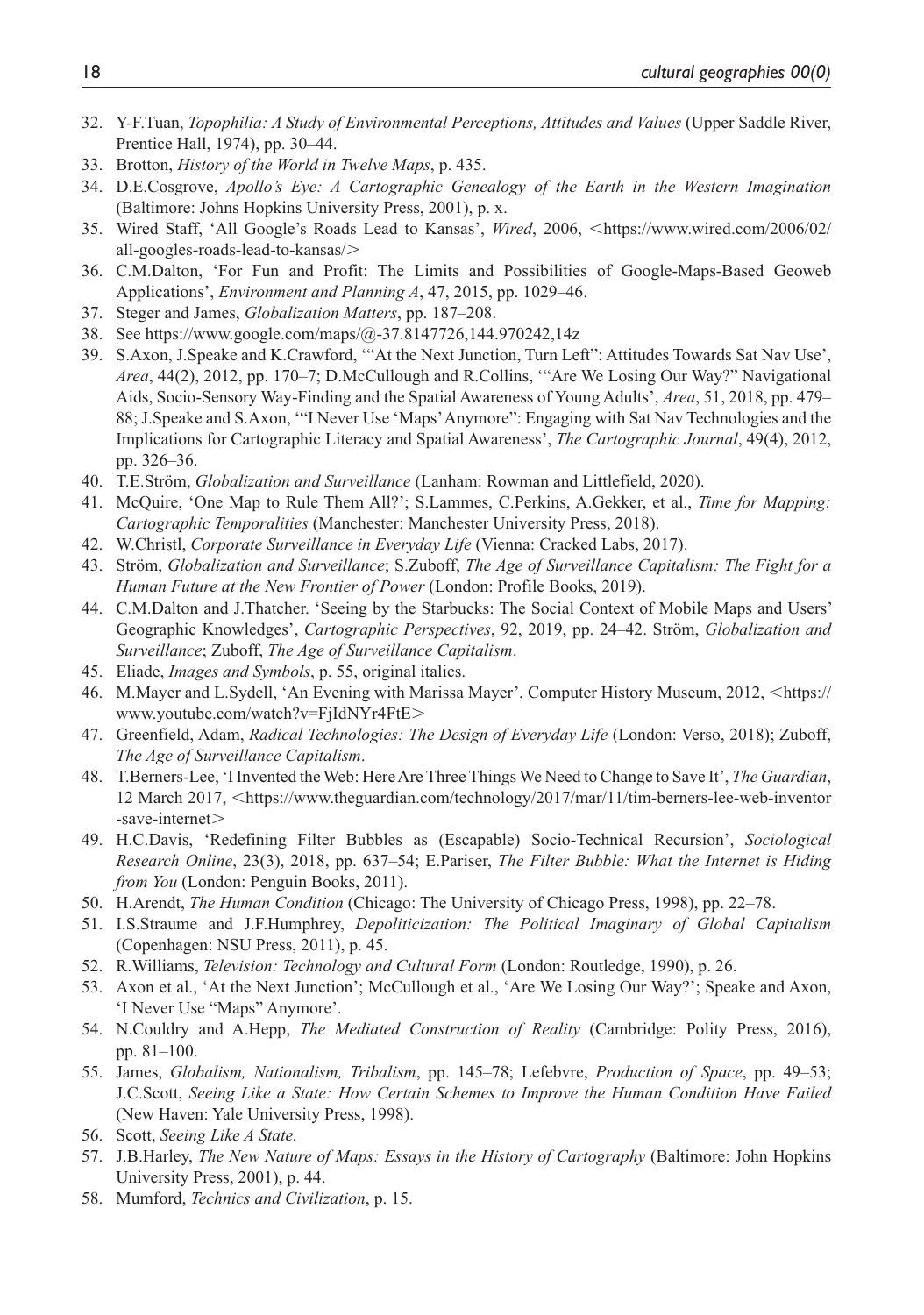32. Y-F.Tuan, *Topophilia: A Study of Environmental Perceptions, Attitudes and Values* (Upper Saddle River, Prentice Hall, 1974), pp. 30–44.
33. Brotton, *History of the World in Twelve Maps*, p. 435.
34. D.E.Cosgrove, *Apollo's Eye: A Cartographic Genealogy of the Earth in the Western Imagination* (Baltimore: Johns Hopkins University Press, 2001), p. x.
35. Wired Staff, 'All Google's Roads Lead to Kansas', *Wired*, 2006, <https://www.wired.com/2006/02/all-googles-roads-lead-to-kansas/>
36. C.M.Dalton, 'For Fun and Profit: The Limits and Possibilities of Google-Maps-Based Geoweb Applications', *Environment and Planning A*, 47, 2015, pp. 1029–46.
37. Steger and James, *Globalization Matters*, pp. 187–208.
38. See https://www.google.com/maps/@-37.8147726,144.970242,14z
39. S.Axon, J.Speake and K.Crawford, '"At the Next Junction, Turn Left": Attitudes Towards Sat Nav Use', *Area*, 44(2), 2012, pp. 170–7; D.McCullough and R.Collins, '"Are We Losing Our Way?" Navigational Aids, Socio-Sensory Way-Finding and the Spatial Awareness of Young Adults', *Area*, 51, 2018, pp. 479–88; J.Speake and S.Axon, '"I Never Use 'Maps' Anymore": Engaging with Sat Nav Technologies and the Implications for Cartographic Literacy and Spatial Awareness', *The Cartographic Journal*, 49(4), 2012, pp. 326–36.
40. T.E.Ström, *Globalization and Surveillance* (Lanham: Rowman and Littlefield, 2020).
41. McQuire, 'One Map to Rule Them All?'; S.Lammes, C.Perkins, A.Gekker, et al., *Time for Mapping: Cartographic Temporalities* (Manchester: Manchester University Press, 2018).
42. W.Christl, *Corporate Surveillance in Everyday Life* (Vienna: Cracked Labs, 2017).
43. Ström, *Globalization and Surveillance*; S.Zuboff, *The Age of Surveillance Capitalism: The Fight for a Human Future at the New Frontier of Power* (London: Profile Books, 2019).
44. C.M.Dalton and J.Thatcher. 'Seeing by the Starbucks: The Social Context of Mobile Maps and Users' Geographic Knowledges', *Cartographic Perspectives*, 92, 2019, pp. 24–42. Ström, *Globalization and Surveillance*; Zuboff, *The Age of Surveillance Capitalism*.
45. Eliade, *Images and Symbols*, p. 55, original italics.
46. M.Mayer and L.Sydell, 'An Evening with Marissa Mayer', Computer History Museum, 2012, <https://www.youtube.com/watch?v=FjIdNYr4FtE>
47. Greenfield, Adam, *Radical Technologies: The Design of Everyday Life* (London: Verso, 2018); Zuboff, *The Age of Surveillance Capitalism*.
48. T.Berners-Lee, 'I Invented the Web: Here Are Three Things We Need to Change to Save It', *The Guardian*, 12 March 2017, <https://www.theguardian.com/technology/2017/mar/11/tim-berners-lee-web-inventor-save-internet>
49. H.C.Davis, 'Redefining Filter Bubbles as (Escapable) Socio-Technical Recursion', *Sociological Research Online*, 23(3), 2018, pp. 637–54; E.Pariser, *The Filter Bubble: What the Internet is Hiding from You* (London: Penguin Books, 2011).
50. H.Arendt, *The Human Condition* (Chicago: The University of Chicago Press, 1998), pp. 22–78.
51. I.S.Straume and J.F.Humphrey, *Depoliticization: The Political Imaginary of Global Capitalism* (Copenhagen: NSU Press, 2011), p. 45.
52. R.Williams, *Television: Technology and Cultural Form* (London: Routledge, 1990), p. 26.
53. Axon et al., 'At the Next Junction'; McCullough et al., 'Are We Losing Our Way?'; Speake and Axon, 'I Never Use "Maps" Anymore'.
54. N.Couldry and A.Hepp, *The Mediated Construction of Reality* (Cambridge: Polity Press, 2016), pp. 81–100.
55. James, *Globalism, Nationalism, Tribalism*, pp. 145–78; Lefebvre, *Production of Space*, pp. 49–53; J.C.Scott, *Seeing Like a State: How Certain Schemes to Improve the Human Condition Have Failed* (New Haven: Yale University Press, 1998).
56. Scott, *Seeing Like A State.*
57. J.B.Harley, *The New Nature of Maps: Essays in the History of Cartography* (Baltimore: John Hopkins University Press, 2001), p. 44.
58. Mumford, *Technics and Civilization*, p. 15.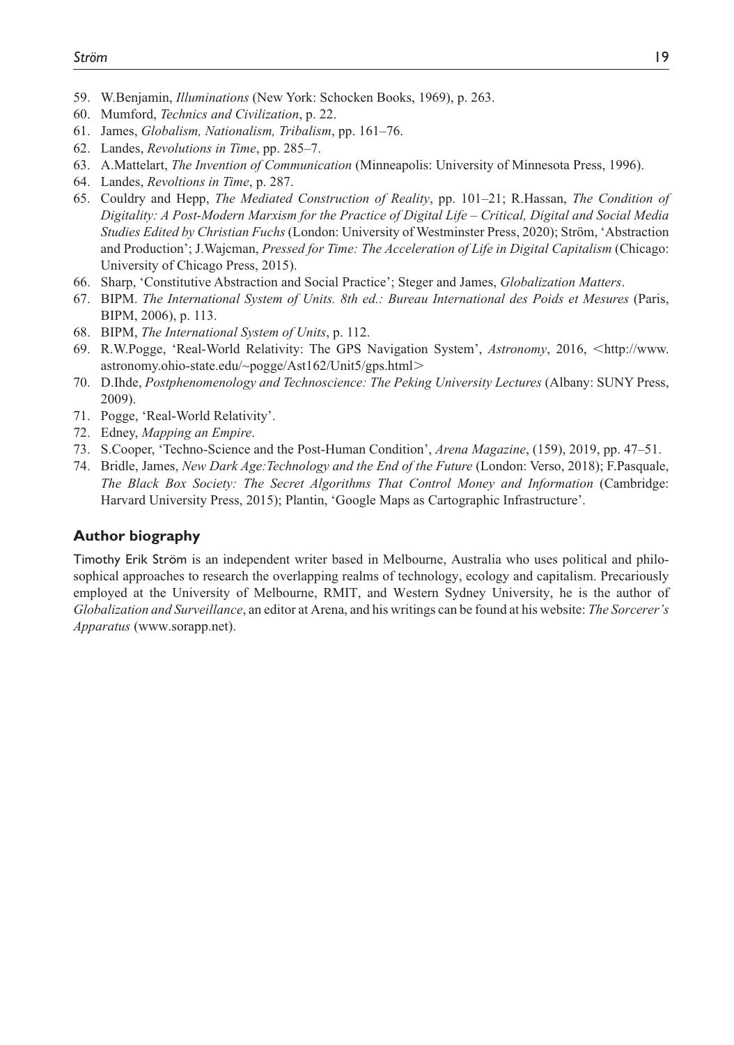59. W.Benjamin, *Illuminations* (New York: Schocken Books, 1969), p. 263.
60. Mumford, *Technics and Civilization*, p. 22.
61. James, *Globalism, Nationalism, Tribalism*, pp. 161–76.
62. Landes, *Revolutions in Time*, pp. 285–7.
63. A.Mattelart, *The Invention of Communication* (Minneapolis: University of Minnesota Press, 1996).
64. Landes, *Revoltions in Time*, p. 287.
65. Couldry and Hepp, *The Mediated Construction of Reality*, pp. 101–21; R.Hassan, *The Condition of Digitality: A Post-Modern Marxism for the Practice of Digital Life – Critical, Digital and Social Media Studies Edited by Christian Fuchs* (London: University of Westminster Press, 2020); Ström, 'Abstraction and Production'; J.Wajcman, *Pressed for Time: The Acceleration of Life in Digital Capitalism* (Chicago: University of Chicago Press, 2015).
66. Sharp, 'Constitutive Abstraction and Social Practice'; Steger and James, *Globalization Matters*.
67. BIPM. *The International System of Units. 8th ed.: Bureau International des Poids et Mesures* (Paris, BIPM, 2006), p. 113.
68. BIPM, *The International System of Units*, p. 112.
69. R.W.Pogge, 'Real-World Relativity: The GPS Navigation System', *Astronomy*, 2016, <http://www.astronomy.ohio-state.edu/~pogge/Ast162/Unit5/gps.html>
70. D.Ihde, *Postphenomenology and Technoscience: The Peking University Lectures* (Albany: SUNY Press, 2009).
71. Pogge, 'Real-World Relativity'.
72. Edney, *Mapping an Empire*.
73. S.Cooper, 'Techno-Science and the Post-Human Condition', *Arena Magazine*, (159), 2019, pp. 47–51.
74. Bridle, James, *New Dark Age:Technology and the End of the Future* (London: Verso, 2018); F.Pasquale, *The Black Box Society: The Secret Algorithms That Control Money and Information* (Cambridge: Harvard University Press, 2015); Plantin, 'Google Maps as Cartographic Infrastructure'.

## Author biography

Timothy Erik Ström is an independent writer based in Melbourne, Australia who uses political and philosophical approaches to research the overlapping realms of technology, ecology and capitalism. Precariously employed at the University of Melbourne, RMIT, and Western Sydney University, he is the author of *Globalization and Surveillance*, an editor at Arena, and his writings can be found at his website: *The Sorcerer's Apparatus* (www.sorapp.net).